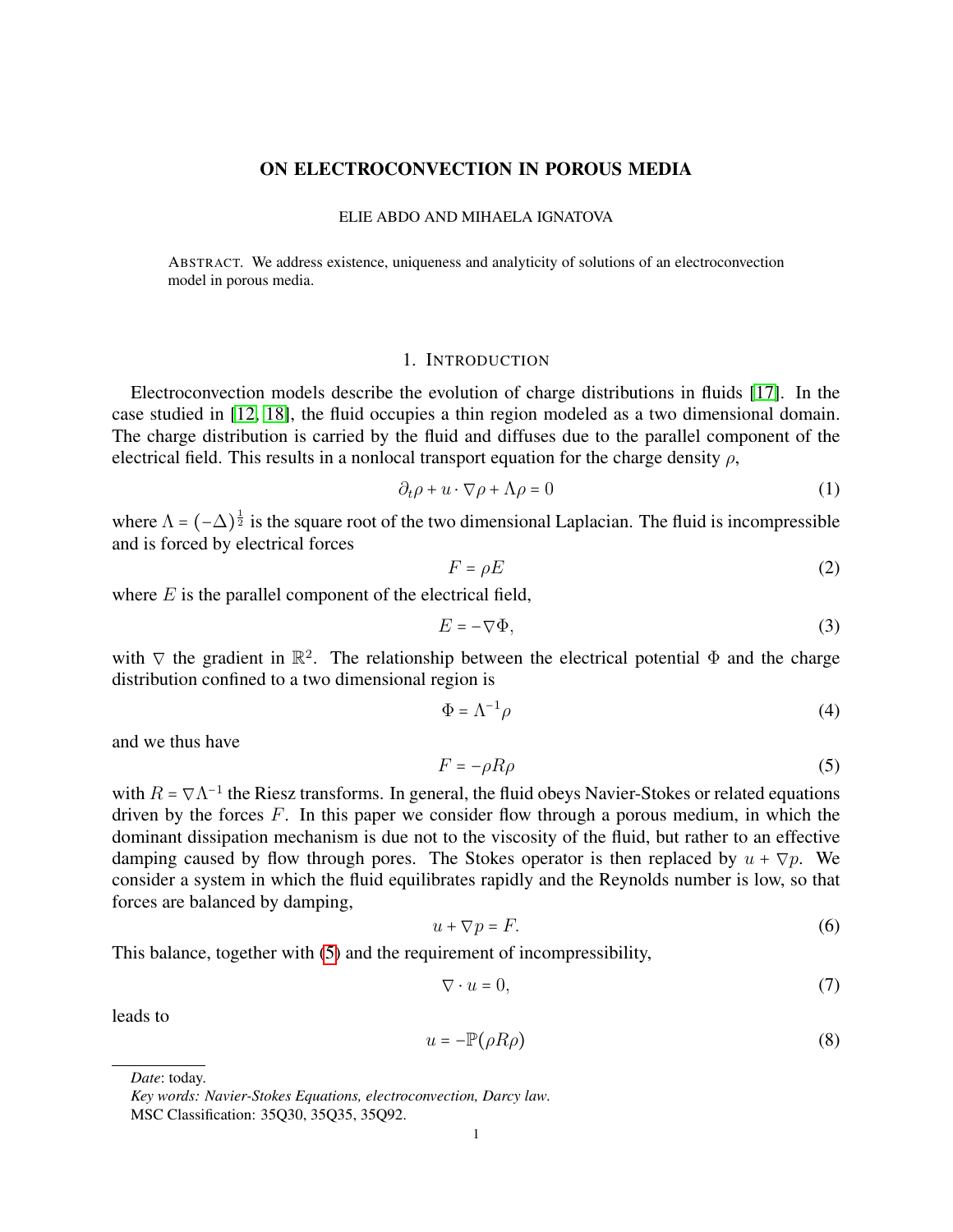# ON ELECTROCONVECTION IN POROUS MEDIA

ELIE ABDO AND MIHAELA IGNATOVA

ABSTRACT. We address existence, uniqueness and analyticity of solutions of an electroconvection model in porous media.

## 1. INTRODUCTION

Electroconvection models describe the evolution of charge distributions in fluids [17]. In the case studied in [12, 18], the fluid occupies a thin region modeled as a two dimensional domain. The charge distribution is carried by the fluid and diffuses due to the parallel component of the electrical field. This results in a nonlocal transport equation for the charge density $\rho$,

$$\partial_t \rho + u \cdot \nabla \rho + \Lambda \rho = 0 \tag{1}$$

where $\Lambda = (-\Delta)^{\frac{1}{2}}$ is the square root of the two dimensional Laplacian. The fluid is incompressible and is forced by electrical forces

$$F = \rho E \tag{2}$$

where $E$ is the parallel component of the electrical field,

$$E = -\nabla \Phi, \tag{3}$$

with $\nabla$ the gradient in $\mathbb{R}^2$. The relationship between the electrical potential $\Phi$ and the charge distribution confined to a two dimensional region is

$$\Phi = \Lambda^{-1} \rho \tag{4}$$

and we thus have

$$F = -\rho R \rho \tag{5}$$

with $R = \nabla \Lambda^{-1}$ the Riesz transforms. In general, the fluid obeys Navier-Stokes or related equations driven by the forces $F$. In this paper we consider flow through a porous medium, in which the dominant dissipation mechanism is due not to the viscosity of the fluid, but rather to an effective damping caused by flow through pores. The Stokes operator is then replaced by $u + \nabla p$. We consider a system in which the fluid equilibrates rapidly and the Reynolds number is low, so that forces are balanced by damping,

$$u + \nabla p = F. \tag{6}$$

This balance, together with (5) and the requirement of incompressibility,

$$\nabla \cdot u = 0, \tag{7}$$

leads to

$$u = -\mathbb{P}(\rho R \rho) \tag{8}$$

---

*Date*: today.

*Key words: Navier-Stokes Equations, electroconvection, Darcy law.*

MSC Classification: 35Q30, 35Q35, 35Q92.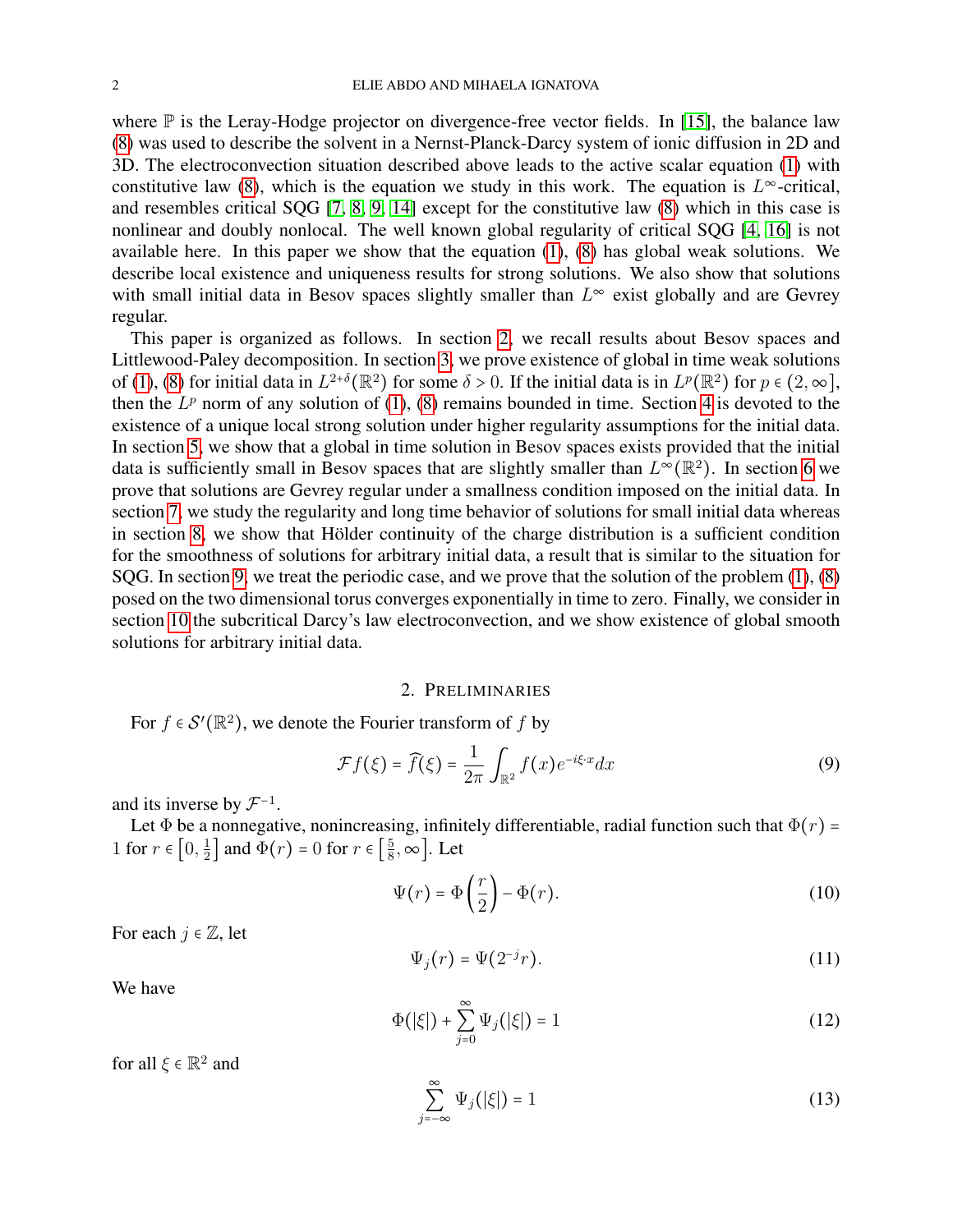where $\mathbb{P}$ is the Leray-Hodge projector on divergence-free vector fields. In [15], the balance law (8) was used to describe the solvent in a Nernst-Planck-Darcy system of ionic diffusion in 2D and 3D. The electroconvection situation described above leads to the active scalar equation (1) with constitutive law (8), which is the equation we study in this work. The equation is $L^\infty$-critical, and resembles critical SQG [7, 8, 9, 14] except for the constitutive law (8) which in this case is nonlinear and doubly nonlocal. The well known global regularity of critical SQG [4, 16] is not available here. In this paper we show that the equation (1), (8) has global weak solutions. We describe local existence and uniqueness results for strong solutions. We also show that solutions with small initial data in Besov spaces slightly smaller than $L^\infty$ exist globally and are Gevrey regular.

This paper is organized as follows. In section 2, we recall results about Besov spaces and Littlewood-Paley decomposition. In section 3, we prove existence of global in time weak solutions of (1), (8) for initial data in $L^{2+\delta}(\mathbb{R}^2)$ for some $\delta > 0$. If the initial data is in $L^p(\mathbb{R}^2)$ for $p \in (2, \infty]$, then the $L^p$ norm of any solution of (1), (8) remains bounded in time. Section 4 is devoted to the existence of a unique local strong solution under higher regularity assumptions for the initial data. In section 5, we show that a global in time solution in Besov spaces exists provided that the initial data is sufficiently small in Besov spaces that are slightly smaller than $L^\infty(\mathbb{R}^2)$. In section 6 we prove that solutions are Gevrey regular under a smallness condition imposed on the initial data. In section 7, we study the regularity and long time behavior of solutions for small initial data whereas in section 8, we show that Hölder continuity of the charge distribution is a sufficient condition for the smoothness of solutions for arbitrary initial data, a result that is similar to the situation for SQG. In section 9, we treat the periodic case, and we prove that the solution of the problem (1), (8) posed on the two dimensional torus converges exponentially in time to zero. Finally, we consider in section 10 the subcritical Darcy's law electroconvection, and we show existence of global smooth solutions for arbitrary initial data.

## 2. Preliminaries

For $f \in \mathcal{S}'(\mathbb{R}^2)$, we denote the Fourier transform of $f$ by

$$\mathcal{F}f(\xi) = \widehat{f}(\xi) = \frac{1}{2\pi}\int_{\mathbb{R}^2} f(x)e^{-i\xi\cdot x}dx \tag{9}$$

and its inverse by $\mathcal{F}^{-1}$.

Let $\Phi$ be a nonnegative, nonincreasing, infinitely differentiable, radial function such that $\Phi(r) = 1$ for $r \in \left[0, \frac{1}{2}\right]$ and $\Phi(r) = 0$ for $r \in \left[\frac{5}{8}, \infty\right]$. Let

$$\Psi(r) = \Phi\left(\frac{r}{2}\right) - \Phi(r). \tag{10}$$

For each $j \in \mathbb{Z}$, let

$$\Psi_j(r) = \Psi(2^{-j}r). \tag{11}$$

We have

$$\Phi(|\xi|) + \sum_{j=0}^{\infty} \Psi_j(|\xi|) = 1 \tag{12}$$

for all $\xi \in \mathbb{R}^2$ and

$$\sum_{j=-\infty}^{\infty} \Psi_j(|\xi|) = 1 \tag{13}$$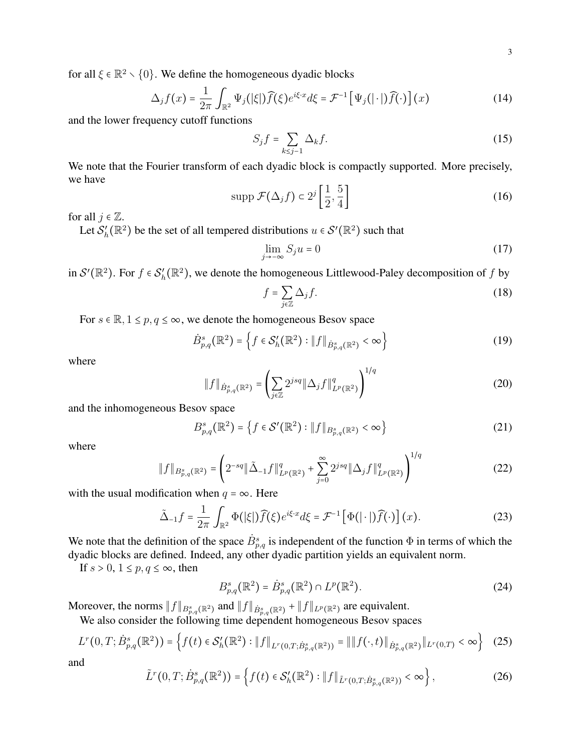for all $\xi \in \mathbb{R}^2 \setminus \{0\}$. We define the homogeneous dyadic blocks

$$\Delta_j f(x) = \frac{1}{2\pi} \int_{\mathbb{R}^2} \Psi_j(|\xi|) \widehat{f}(\xi) e^{i\xi \cdot x} d\xi = \mathcal{F}^{-1}\left[\Psi_j(|\cdot|)\widehat{f}(\cdot)\right](x) \tag{14}$$

and the lower frequency cutoff functions

$$S_j f = \sum_{k \le j-1} \Delta_k f. \tag{15}$$

We note that the Fourier transform of each dyadic block is compactly supported. More precisely, we have

$$\text{supp}\, \mathcal{F}(\Delta_j f) \subset 2^j \left[\frac{1}{2}, \frac{5}{4}\right] \tag{16}$$

for all $j \in \mathbb{Z}$.

Let $\mathcal{S}_h'(\mathbb{R}^2)$ be the set of all tempered distributions $u \in \mathcal{S}'(\mathbb{R}^2)$ such that

$$\lim_{j \to -\infty} S_j u = 0 \tag{17}$$

in $\mathcal{S}'(\mathbb{R}^2)$. For $f \in \mathcal{S}_h'(\mathbb{R}^2)$, we denote the homogeneous Littlewood-Paley decomposition of $f$ by

$$f = \sum_{j \in \mathbb{Z}} \Delta_j f. \tag{18}$$

For $s \in \mathbb{R}, 1 \le p, q \le \infty$, we denote the homogeneous Besov space

$$\dot{B}^s_{p,q}(\mathbb{R}^2) = \left\{ f \in \mathcal{S}_h'(\mathbb{R}^2) : \|f\|_{\dot{B}^s_{p,q}(\mathbb{R}^2)} < \infty \right\} \tag{19}$$

where

$$\|f\|_{\dot{B}^s_{p,q}(\mathbb{R}^2)} = \left( \sum_{j \in \mathbb{Z}} 2^{jsq} \|\Delta_j f\|^q_{L^p(\mathbb{R}^2)} \right)^{1/q} \tag{20}$$

and the inhomogeneous Besov space

$$B^s_{p,q}(\mathbb{R}^2) = \left\{ f \in \mathcal{S}'(\mathbb{R}^2) : \|f\|_{B^s_{p,q}(\mathbb{R}^2)} < \infty \right\} \tag{21}$$

where

$$\|f\|_{B^s_{p,q}(\mathbb{R}^2)} = \left( 2^{-sq} \|\tilde{\Delta}_{-1} f\|^q_{L^p(\mathbb{R}^2)} + \sum_{j=0}^{\infty} 2^{jsq} \|\Delta_j f\|^q_{L^p(\mathbb{R}^2)} \right)^{1/q} \tag{22}$$

with the usual modification when $q = \infty$. Here

$$\tilde{\Delta}_{-1} f = \frac{1}{2\pi} \int_{\mathbb{R}^2} \Phi(|\xi|) \widehat{f}(\xi) e^{i\xi \cdot x} d\xi = \mathcal{F}^{-1}\left[\Phi(|\cdot|)\widehat{f}(\cdot)\right](x). \tag{23}$$

We note that the definition of the space $\dot{B}^s_{p,q}$ is independent of the function $\Phi$ in terms of which the dyadic blocks are defined. Indeed, any other dyadic partition yields an equivalent norm.

If $s > 0$, $1 \le p, q \le \infty$, then

$$B^s_{p,q}(\mathbb{R}^2) = \dot{B}^s_{p,q}(\mathbb{R}^2) \cap L^p(\mathbb{R}^2). \tag{24}$$

Moreover, the norms $\|f\|_{B^s_{p,q}(\mathbb{R}^2)}$ and $\|f\|_{\dot{B}^s_{p,q}(\mathbb{R}^2)} + \|f\|_{L^p(\mathbb{R}^2)}$ are equivalent.

We also consider the following time dependent homogeneous Besov spaces

$$L^r(0,T; \dot{B}^s_{p,q}(\mathbb{R}^2)) = \left\{ f(t) \in \mathcal{S}_h'(\mathbb{R}^2) : \|f\|_{L^r(0,T;\dot{B}^s_{p,q}(\mathbb{R}^2))} = \|\|f(\cdot,t)\|_{\dot{B}^s_{p,q}(\mathbb{R}^2)}\|_{L^r(0,T)} < \infty \right\} \tag{25}$$

and

$$\tilde{L}^r(0,T; \dot{B}^s_{p,q}(\mathbb{R}^2)) = \left\{ f(t) \in \mathcal{S}_h'(\mathbb{R}^2) : \|f\|_{\tilde{L}^r(0,T;\dot{B}^s_{p,q}(\mathbb{R}^2))} < \infty \right\}, \tag{26}$$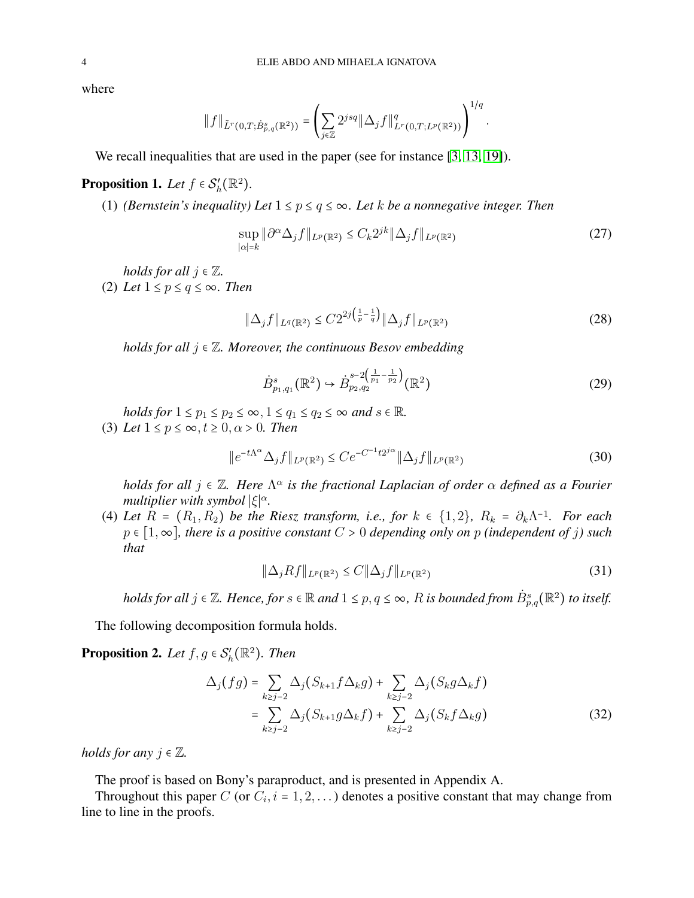where

$$
\|f\|_{\tilde{L}^r(0,T;\dot{B}^s_{p,q}(\mathbb{R}^2))} = \left( \sum_{j\in\mathbb{Z}} 2^{jsq} \|\Delta_j f\|^q_{L^r(0,T;L^p(\mathbb{R}^2))} \right)^{1/q}.
$$

We recall inequalities that are used in the paper (see for instance [3, 13, 19]).

**Proposition 1.** *Let $f \in \mathcal{S}'_h(\mathbb{R}^2)$.*

(1) *(Bernstein's inequality) Let $1 \le p \le q \le \infty$. Let $k$ be a nonnegative integer. Then*

$$
\sup_{|\alpha|=k} \|\partial^\alpha \Delta_j f\|_{L^p(\mathbb{R}^2)} \le C_k 2^{jk} \|\Delta_j f\|_{L^p(\mathbb{R}^2)} \tag{27}
$$

*holds for all $j \in \mathbb{Z}$.*

(2) *Let $1 \le p \le q \le \infty$. Then*

$$
\|\Delta_j f\|_{L^q(\mathbb{R}^2)} \le C 2^{2j\left(\frac{1}{p}-\frac{1}{q}\right)} \|\Delta_j f\|_{L^p(\mathbb{R}^2)} \tag{28}
$$

*holds for all $j \in \mathbb{Z}$. Moreover, the continuous Besov embedding*

$$
\dot{B}^s_{p_1,q_1}(\mathbb{R}^2) \hookrightarrow \dot{B}^{s-2\left(\frac{1}{p_1}-\frac{1}{p_2}\right)}_{p_2,q_2}(\mathbb{R}^2) \tag{29}
$$

*holds for $1 \le p_1 \le p_2 \le \infty, 1 \le q_1 \le q_2 \le \infty$ and $s \in \mathbb{R}$.*

(3) *Let $1 \le p \le \infty, t \ge 0, \alpha > 0$. Then*

$$
\|e^{-t\Lambda^\alpha} \Delta_j f\|_{L^p(\mathbb{R}^2)} \le C e^{-C^{-1} t 2^{j\alpha}} \|\Delta_j f\|_{L^p(\mathbb{R}^2)} \tag{30}
$$

*holds for all $j \in \mathbb{Z}$. Here $\Lambda^\alpha$ is the fractional Laplacian of order $\alpha$ defined as a Fourier multiplier with symbol $|\xi|^\alpha$.*

(4) *Let $R = (R_1, R_2)$ be the Riesz transform, i.e., for $k \in \{1,2\}$, $R_k = \partial_k \Lambda^{-1}$. For each $p \in [1,\infty]$, there is a positive constant $C > 0$ depending only on $p$ (independent of $j$) such that*

$$
\|\Delta_j R f\|_{L^p(\mathbb{R}^2)} \le C \|\Delta_j f\|_{L^p(\mathbb{R}^2)} \tag{31}
$$

*holds for all $j \in \mathbb{Z}$. Hence, for $s \in \mathbb{R}$ and $1 \le p, q \le \infty$, $R$ is bounded from $\dot{B}^s_{p,q}(\mathbb{R}^2)$ to itself.*

The following decomposition formula holds.

**Proposition 2.** *Let $f, g \in \mathcal{S}'_h(\mathbb{R}^2)$. Then*

$$
\begin{aligned}
\Delta_j(fg) &= \sum_{k \ge j-2} \Delta_j(S_{k+1} f \Delta_k g) + \sum_{k \ge j-2} \Delta_j(S_k g \Delta_k f) \\
&= \sum_{k \ge j-2} \Delta_j(S_{k+1} g \Delta_k f) + \sum_{k \ge j-2} \Delta_j(S_k f \Delta_k g)
\end{aligned} \tag{32}
$$

*holds for any $j \in \mathbb{Z}$.*

The proof is based on Bony's paraproduct, and is presented in Appendix A.

Throughout this paper $C$ (or $C_i, i = 1, 2, \dots$) denotes a positive constant that may change from line to line in the proofs.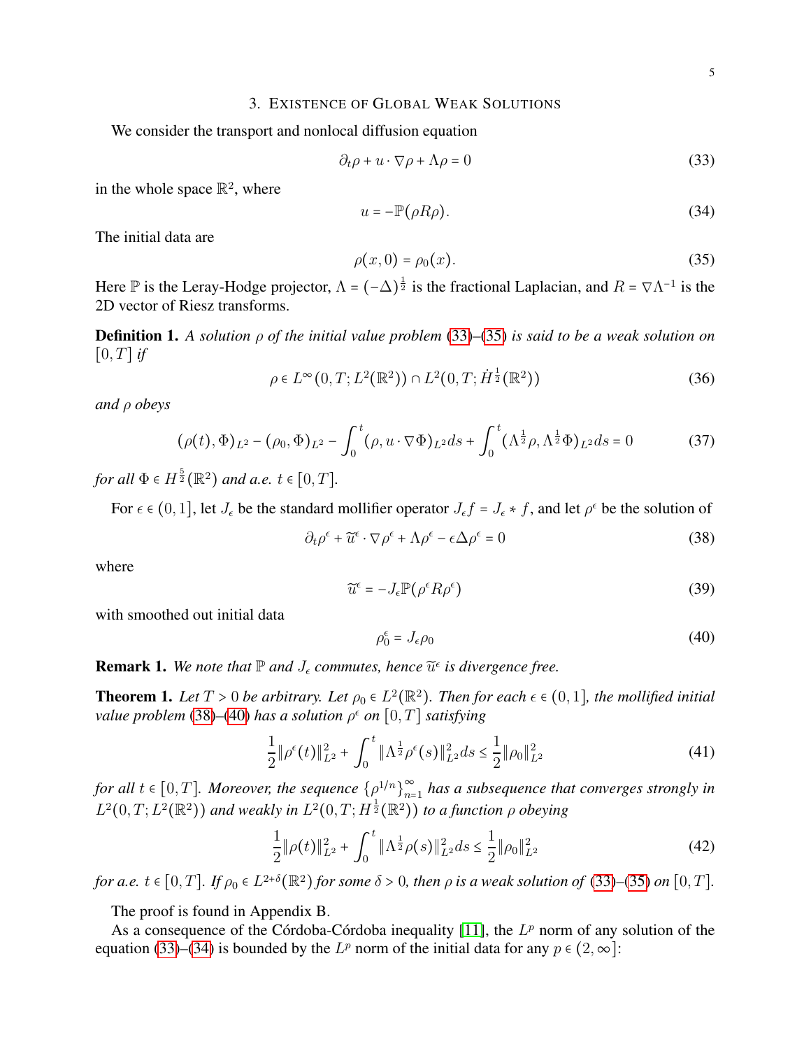## 3. Existence of Global Weak Solutions

We consider the transport and nonlocal diffusion equation

$$\partial_t \rho + u \cdot \nabla \rho + \Lambda \rho = 0 \tag{33}$$

in the whole space $\mathbb{R}^2$, where

$$u = -\mathbb{P}(\rho R \rho). \tag{34}$$

The initial data are

$$\rho(x, 0) = \rho_0(x). \tag{35}$$

Here $\mathbb{P}$ is the Leray-Hodge projector, $\Lambda = (-\Delta)^{\frac{1}{2}}$ is the fractional Laplacian, and $R = \nabla \Lambda^{-1}$ is the 2D vector of Riesz transforms.

**Definition 1.** *A solution $\rho$ of the initial value problem (33)–(35) is said to be a weak solution on $[0, T]$ if*

$$\rho \in L^\infty(0, T; L^2(\mathbb{R}^2)) \cap L^2(0, T; \dot{H}^{\frac{1}{2}}(\mathbb{R}^2)) \tag{36}$$

*and $\rho$ obeys*

$$(\rho(t), \Phi)_{L^2} - (\rho_0, \Phi)_{L^2} - \int_0^t (\rho, u \cdot \nabla \Phi)_{L^2} ds + \int_0^t (\Lambda^{\frac{1}{2}} \rho, \Lambda^{\frac{1}{2}} \Phi)_{L^2} ds = 0 \tag{37}$$

*for all $\Phi \in H^{\frac{5}{2}}(\mathbb{R}^2)$ and a.e. $t \in [0, T]$.*

For $\epsilon \in (0, 1]$, let $J_\epsilon$ be the standard mollifier operator $J_\epsilon f = J_\epsilon * f$, and let $\rho^\epsilon$ be the solution of

$$\partial_t \rho^\epsilon + \widetilde{u}^\epsilon \cdot \nabla \rho^\epsilon + \Lambda \rho^\epsilon - \epsilon \Delta \rho^\epsilon = 0 \tag{38}$$

where

$$\widetilde{u}^\epsilon = -J_\epsilon \mathbb{P}(\rho^\epsilon R \rho^\epsilon) \tag{39}$$

with smoothed out initial data

$$\rho_0^\epsilon = J_\epsilon \rho_0 \tag{40}$$

**Remark 1.** *We note that $\mathbb{P}$ and $J_\epsilon$ commutes, hence $\widetilde{u}^\epsilon$ is divergence free.*

**Theorem 1.** *Let $T > 0$ be arbitrary. Let $\rho_0 \in L^2(\mathbb{R}^2)$. Then for each $\epsilon \in (0, 1]$, the mollified initial value problem (38)–(40) has a solution $\rho^\epsilon$ on $[0, T]$ satisfying*

$$\frac{1}{2}\|\rho^\epsilon(t)\|_{L^2}^2 + \int_0^t \|\Lambda^{\frac{1}{2}} \rho^\epsilon(s)\|_{L^2}^2 ds \le \frac{1}{2}\|\rho_0\|_{L^2}^2 \tag{41}$$

*for all $t \in [0, T]$. Moreover, the sequence $\{\rho^{1/n}\}_{n=1}^\infty$ has a subsequence that converges strongly in $L^2(0, T; L^2(\mathbb{R}^2))$ and weakly in $L^2(0, T; H^{\frac{1}{2}}(\mathbb{R}^2))$ to a function $\rho$ obeying*

$$\frac{1}{2}\|\rho(t)\|_{L^2}^2 + \int_0^t \|\Lambda^{\frac{1}{2}} \rho(s)\|_{L^2}^2 ds \le \frac{1}{2}\|\rho_0\|_{L^2}^2 \tag{42}$$

*for a.e. $t \in [0, T]$. If $\rho_0 \in L^{2+\delta}(\mathbb{R}^2)$ for some $\delta > 0$, then $\rho$ is a weak solution of (33)–(35) on $[0, T]$.*

The proof is found in Appendix B.

As a consequence of the Córdoba-Córdoba inequality [11], the $L^p$ norm of any solution of the equation (33)–(34) is bounded by the $L^p$ norm of the initial data for any $p \in (2, \infty]$: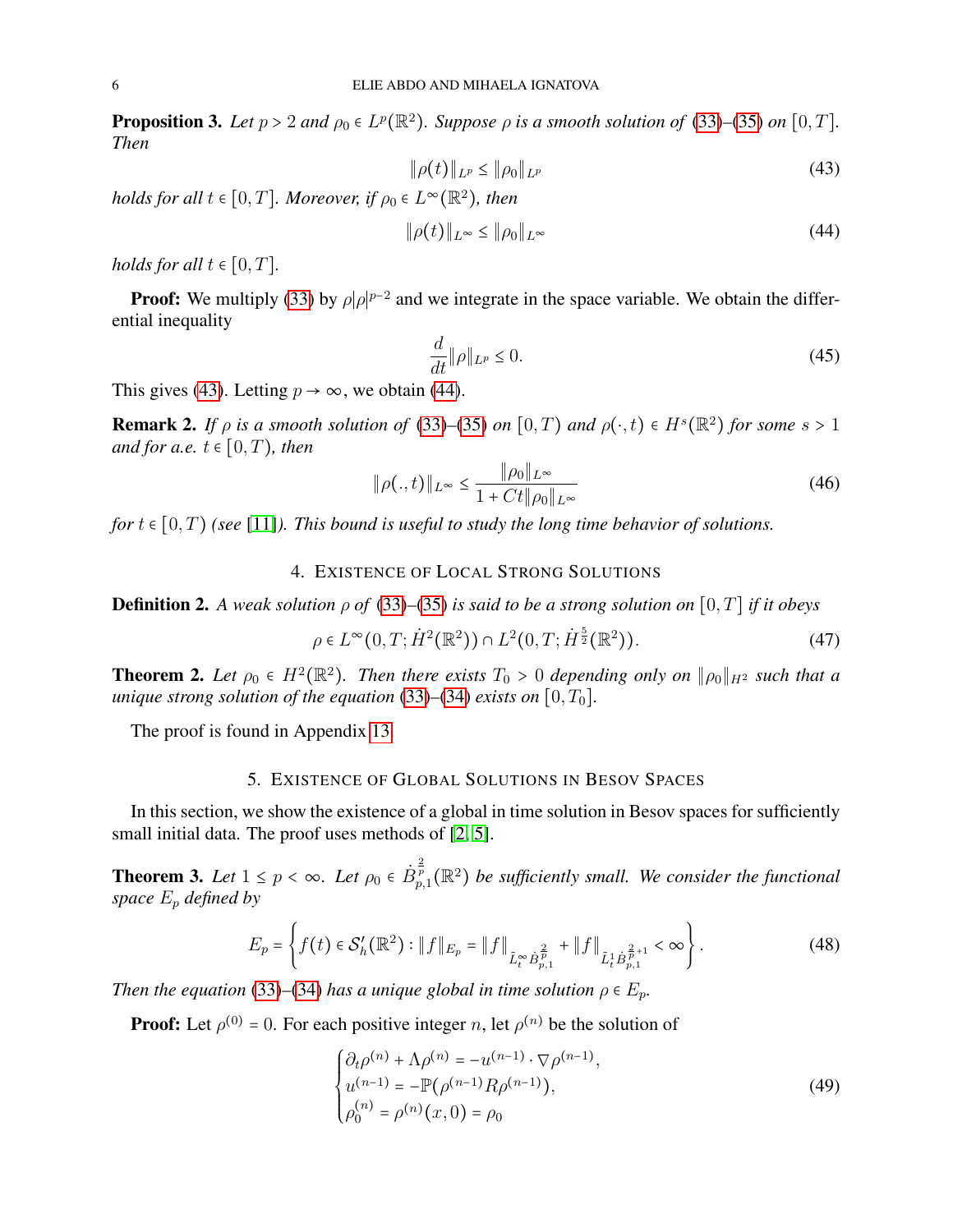**Proposition 3.** *Let $p > 2$ and $\rho_0 \in L^p(\mathbb{R}^2)$. Suppose $\rho$ is a smooth solution of (33)–(35) on $[0,T]$. Then*

$$\|\rho(t)\|_{L^p} \le \|\rho_0\|_{L^p} \tag{43}$$

*holds for all $t \in [0,T]$. Moreover, if $\rho_0 \in L^\infty(\mathbb{R}^2)$, then*

$$\|\rho(t)\|_{L^\infty} \le \|\rho_0\|_{L^\infty} \tag{44}$$

*holds for all $t \in [0,T]$.*

**Proof:** We multiply (33) by $\rho|\rho|^{p-2}$ and we integrate in the space variable. We obtain the differential inequality

$$\frac{d}{dt}\|\rho\|_{L^p} \le 0. \tag{45}$$

This gives (43). Letting $p \to \infty$, we obtain (44).

**Remark 2.** *If $\rho$ is a smooth solution of (33)–(35) on $[0,T)$ and $\rho(\cdot,t) \in H^s(\mathbb{R}^2)$ for some $s > 1$ and for a.e. $t \in [0,T)$, then*

$$\|\rho(.,t)\|_{L^\infty} \le \frac{\|\rho_0\|_{L^\infty}}{1 + Ct\|\rho_0\|_{L^\infty}} \tag{46}$$

*for $t \in [0,T)$ (see [11]). This bound is useful to study the long time behavior of solutions.*

## 4. Existence of Local Strong Solutions

**Definition 2.** *A weak solution $\rho$ of (33)–(35) is said to be a strong solution on $[0,T]$ if it obeys*

$$\rho \in L^\infty(0,T;\dot{H}^2(\mathbb{R}^2)) \cap L^2(0,T;\dot{H}^{\frac{5}{2}}(\mathbb{R}^2)). \tag{47}$$

**Theorem 2.** *Let $\rho_0 \in H^2(\mathbb{R}^2)$. Then there exists $T_0 > 0$ depending only on $\|\rho_0\|_{H^2}$ such that a unique strong solution of the equation (33)–(34) exists on $[0,T_0]$.*

The proof is found in Appendix 13.

## 5. Existence of Global Solutions in Besov Spaces

In this section, we show the existence of a global in time solution in Besov spaces for sufficiently small initial data. The proof uses methods of [2, 5].

**Theorem 3.** *Let $1 \le p < \infty$. Let $\rho_0 \in \dot{B}^{\frac{2}{p}}_{p,1}(\mathbb{R}^2)$ be sufficiently small. We consider the functional space $E_p$ defined by*

$$E_p = \left\{ f(t) \in \mathcal{S}_h'(\mathbb{R}^2) : \|f\|_{E_p} = \|f\|_{\tilde{L}^\infty_t \dot{B}^{\frac{2}{p}}_{p,1}} + \|f\|_{\tilde{L}^1_t \dot{B}^{\frac{2}{p}+1}_{p,1}} < \infty \right\}. \tag{48}$$

*Then the equation (33)–(34) has a unique global in time solution $\rho \in E_p$.*

**Proof:** Let $\rho^{(0)} = 0$. For each positive integer $n$, let $\rho^{(n)}$ be the solution of

$$\begin{cases} \partial_t \rho^{(n)} + \Lambda \rho^{(n)} = -u^{(n-1)} \cdot \nabla \rho^{(n-1)}, \\ u^{(n-1)} = -\mathbb{P}(\rho^{(n-1)} R \rho^{(n-1)}), \\ \rho_0^{(n)} = \rho^{(n)}(x,0) = \rho_0 \end{cases} \tag{49}$$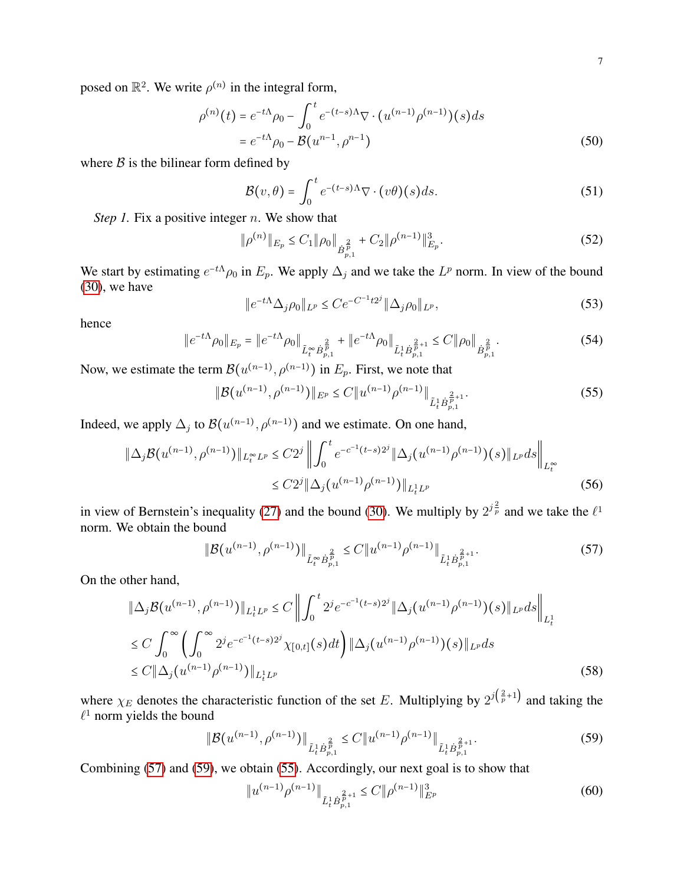posed on $\mathbb{R}^2$. We write $\rho^{(n)}$ in the integral form,

$$
\begin{aligned}
\rho^{(n)}(t) &= e^{-t\Lambda}\rho_0 - \int_0^t e^{-(t-s)\Lambda}\nabla\cdot(u^{(n-1)}\rho^{(n-1)})(s)ds \\
&= e^{-t\Lambda}\rho_0 - \mathcal{B}(u^{n-1}, \rho^{n-1})
\end{aligned}
\tag{50}
$$

where $\mathcal{B}$ is the bilinear form defined by

$$
\mathcal{B}(v,\theta) = \int_0^t e^{-(t-s)\Lambda}\nabla\cdot(v\theta)(s)ds. \tag{51}
$$

*Step 1.* Fix a positive integer $n$. We show that

$$
\|\rho^{(n)}\|_{E_p} \le C_1\|\rho_0\|_{\dot{B}^{\frac{2}{p}}_{p,1}} + C_2\|\rho^{(n-1)}\|_{E_p}^3. \tag{52}
$$

We start by estimating $e^{-t\Lambda}\rho_0$ in $E_p$. We apply $\Delta_j$ and we take the $L^p$ norm. In view of the bound (30), we have

$$
\|e^{-t\Lambda}\Delta_j\rho_0\|_{L^p} \le Ce^{-C^{-1}t2^j}\|\Delta_j\rho_0\|_{L^p}, \tag{53}
$$

hence

$$
\|e^{-t\Lambda}\rho_0\|_{E_p} = \|e^{-t\Lambda}\rho_0\|_{\tilde{L}^\infty_t\dot{B}^{\frac{2}{p}}_{p,1}} + \|e^{-t\Lambda}\rho_0\|_{\tilde{L}^1_t\dot{B}^{\frac{2}{p}+1}_{p,1}} \le C\|\rho_0\|_{\dot{B}^{\frac{2}{p}}_{p,1}}. \tag{54}
$$

Now, we estimate the term $\mathcal{B}(u^{(n-1)}, \rho^{(n-1)})$ in $E_p$. First, we note that

$$
\|\mathcal{B}(u^{(n-1)}, \rho^{(n-1)})\|_{E^p} \le C\|u^{(n-1)}\rho^{(n-1)}\|_{\tilde{L}^1_t\dot{B}^{\frac{2}{p}+1}_{p,1}}. \tag{55}
$$

Indeed, we apply $\Delta_j$ to $\mathcal{B}(u^{(n-1)}, \rho^{(n-1)})$ and we estimate. On one hand,

$$
\begin{aligned}
\|\Delta_j\mathcal{B}(u^{(n-1)}, \rho^{(n-1)})\|_{L^\infty_t L^p} &\le C2^j\left\|\int_0^t e^{-c^{-1}(t-s)2^j}\|\Delta_j(u^{(n-1)}\rho^{(n-1)})(s)\|_{L^p}ds\right\|_{L^\infty_t} \\
&\le C2^j\|\Delta_j(u^{(n-1)}\rho^{(n-1)})\|_{L^1_tL^p}
\end{aligned}
\tag{56}
$$

in view of Bernstein's inequality (27) and the bound (30). We multiply by $2^{j\frac{2}{p}}$ and we take the $\ell^1$ norm. We obtain the bound

$$
\|\mathcal{B}(u^{(n-1)}, \rho^{(n-1)})\|_{\tilde{L}^\infty_t\dot{B}^{\frac{2}{p}}_{p,1}} \le C\|u^{(n-1)}\rho^{(n-1)}\|_{\tilde{L}^1_t\dot{B}^{\frac{2}{p}+1}_{p,1}}. \tag{57}
$$

On the other hand,

$$
\begin{aligned}
\|\Delta_j\mathcal{B}(u^{(n-1)}, \rho^{(n-1)})\|_{L^1_tL^p} &\le C\left\|\int_0^t 2^je^{-c^{-1}(t-s)2^j}\|\Delta_j(u^{(n-1)}\rho^{(n-1)})(s)\|_{L^p}ds\right\|_{L^1_t} \\
&\le C\int_0^\infty\left(\int_0^\infty 2^je^{-c^{-1}(t-s)2^j}\chi_{[0,t]}(s)dt\right)\|\Delta_j(u^{(n-1)}\rho^{(n-1)})(s)\|_{L^p}ds \\
&\le C\|\Delta_j(u^{(n-1)}\rho^{(n-1)})\|_{L^1_tL^p}
\end{aligned}
\tag{58}
$$

where $\chi_E$ denotes the characteristic function of the set $E$. Multiplying by $2^{j\left(\frac{2}{p}+1\right)}$ and taking the $\ell^1$ norm yields the bound

$$
\|\mathcal{B}(u^{(n-1)}, \rho^{(n-1)})\|_{\tilde{L}^1_t\dot{B}^{\frac{2}{p}}_{p,1}} \le C\|u^{(n-1)}\rho^{(n-1)}\|_{\tilde{L}^1_t\dot{B}^{\frac{2}{p}+1}_{p,1}}. \tag{59}
$$

Combining (57) and (59), we obtain (55). Accordingly, our next goal is to show that

$$
\|u^{(n-1)}\rho^{(n-1)}\|_{\tilde{L}^1_t\dot{B}^{\frac{2}{p}+1}_{p,1}} \le C\|\rho^{(n-1)}\|_{E^p}^3 \tag{60}
$$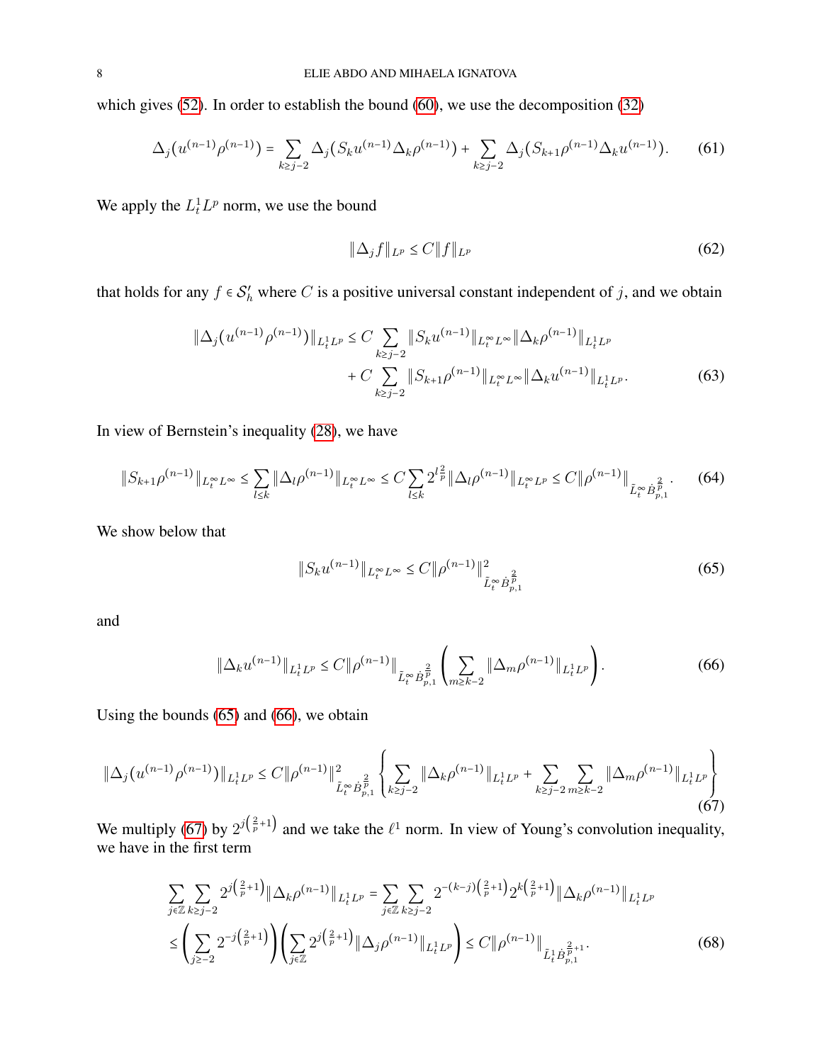which gives (52). In order to establish the bound (60), we use the decomposition (32)

$$\Delta_j(u^{(n-1)}\rho^{(n-1)}) = \sum_{k\ge j-2} \Delta_j(S_k u^{(n-1)} \Delta_k \rho^{(n-1)}) + \sum_{k\ge j-2} \Delta_j(S_{k+1}\rho^{(n-1)}\Delta_k u^{(n-1)}). \tag{61}$$

We apply the $L_t^1 L^p$ norm, we use the bound

$$\|\Delta_j f\|_{L^p} \le C\|f\|_{L^p} \tag{62}$$

that holds for any $f \in \mathcal{S}_h'$ where $C$ is a positive universal constant independent of $j$, and we obtain

$$\begin{aligned}\|\Delta_j(u^{(n-1)}\rho^{(n-1)})\|_{L_t^1 L^p} \le C \sum_{k\ge j-2} \|S_k u^{(n-1)}\|_{L_t^\infty L^\infty} \|\Delta_k \rho^{(n-1)}\|_{L_t^1 L^p} \\ + C\sum_{k\ge j-2} \|S_{k+1}\rho^{(n-1)}\|_{L_t^\infty L^\infty}\|\Delta_k u^{(n-1)}\|_{L_t^1 L^p}.\end{aligned} \tag{63}$$

In view of Bernstein's inequality (28), we have

$$\|S_{k+1}\rho^{(n-1)}\|_{L_t^\infty L^\infty} \le \sum_{l\le k} \|\Delta_l \rho^{(n-1)}\|_{L_t^\infty L^\infty} \le C\sum_{l\le k} 2^{l\frac{2}{p}}\|\Delta_l\rho^{(n-1)}\|_{L_t^\infty L^p} \le C\|\rho^{(n-1)}\|_{\tilde{L}_t^\infty \dot{B}_{p,1}^{\frac{2}{p}}}. \tag{64}$$

We show below that

$$\|S_k u^{(n-1)}\|_{L_t^\infty L^\infty} \le C\|\rho^{(n-1)}\|^2_{\tilde{L}_t^\infty \dot{B}_{p,1}^{\frac{2}{p}}} \tag{65}$$

and

$$\|\Delta_k u^{(n-1)}\|_{L_t^1 L^p} \le C\|\rho^{(n-1)}\|_{\tilde{L}_t^\infty \dot{B}_{p,1}^{\frac{2}{p}}} \left(\sum_{m\ge k-2} \|\Delta_m \rho^{(n-1)}\|_{L_t^1 L^p}\right). \tag{66}$$

Using the bounds (65) and (66), we obtain

$$\|\Delta_j(u^{(n-1)}\rho^{(n-1)})\|_{L_t^1 L^p} \le C\|\rho^{(n-1)}\|^2_{\tilde{L}_t^\infty \dot{B}_{p,1}^{\frac{2}{p}}} \left\{\sum_{k\ge j-2}\|\Delta_k\rho^{(n-1)}\|_{L_t^1 L^p} + \sum_{k\ge j-2}\sum_{m\ge k-2}\|\Delta_m\rho^{(n-1)}\|_{L_t^1 L^p}\right\} \tag{67}$$

We multiply (67) by $2^{j\left(\frac{2}{p}+1\right)}$ and we take the $\ell^1$ norm. In view of Young's convolution inequality, we have in the first term

$$\begin{aligned}&\sum_{j\in\mathbb{Z}}\sum_{k\ge j-2} 2^{j\left(\frac{2}{p}+1\right)}\|\Delta_k\rho^{(n-1)}\|_{L_t^1 L^p} = \sum_{j\in\mathbb{Z}}\sum_{k\ge j-2} 2^{-(k-j)\left(\frac{2}{p}+1\right)} 2^{k\left(\frac{2}{p}+1\right)}\|\Delta_k\rho^{(n-1)}\|_{L_t^1 L^p} \\ &\le \left(\sum_{j\ge -2} 2^{-j\left(\frac{2}{p}+1\right)}\right)\left(\sum_{j\in\mathbb{Z}} 2^{j\left(\frac{2}{p}+1\right)}\|\Delta_j\rho^{(n-1)}\|_{L_t^1 L^p}\right) \le C\|\rho^{(n-1)}\|_{\tilde{L}_t^1 \dot{B}_{p,1}^{\frac{2}{p}+1}}.\end{aligned} \tag{68}$$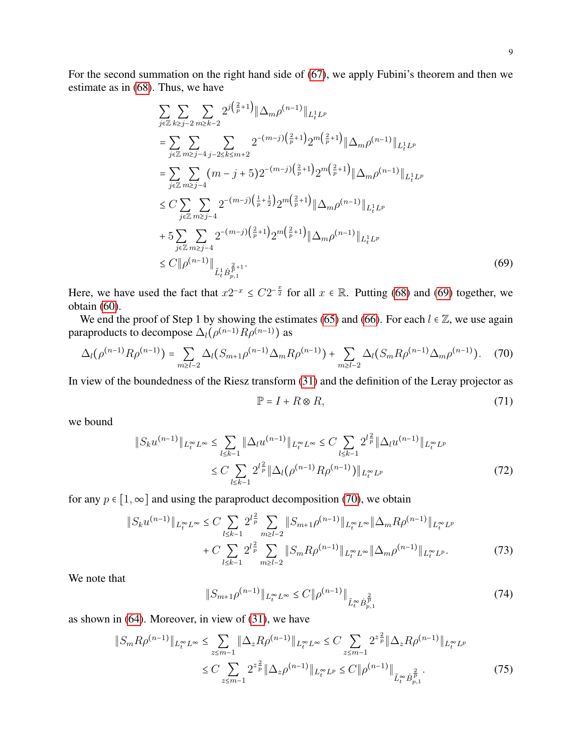For the second summation on the right hand side of (67), we apply Fubini's theorem and then we estimate as in (68). Thus, we have

$$
\begin{aligned}
&\sum_{j\in\mathbb{Z}}\sum_{k\geq j-2}\sum_{m\geq k-2} 2^{j\left(\frac{2}{p}+1\right)}\|\Delta_m\rho^{(n-1)}\|_{L^1_tL^p}\\
&=\sum_{j\in\mathbb{Z}}\sum_{m\geq j-4}\sum_{j-2\leq k\leq m+2} 2^{-(m-j)\left(\frac{2}{p}+1\right)}2^{m\left(\frac{2}{p}+1\right)}\|\Delta_m\rho^{(n-1)}\|_{L^1_tL^p}\\
&=\sum_{j\in\mathbb{Z}}\sum_{m\geq j-4}(m-j+5)2^{-(m-j)\left(\frac{2}{p}+1\right)}2^{m\left(\frac{2}{p}+1\right)}\|\Delta_m\rho^{(n-1)}\|_{L^1_tL^p}\\
&\leq C\sum_{j\in\mathbb{Z}}\sum_{m\geq j-4}2^{-(m-j)\left(\frac{1}{p}+\frac{1}{2}\right)}2^{m\left(\frac{2}{p}+1\right)}\|\Delta_m\rho^{(n-1)}\|_{L^1_tL^p}\\
&+5\sum_{j\in\mathbb{Z}}\sum_{m\geq j-4}2^{-(m-j)\left(\frac{2}{p}+1\right)}2^{m\left(\frac{2}{p}+1\right)}\|\Delta_m\rho^{(n-1)}\|_{L^1_tL^p}\\
&\leq C\|\rho^{(n-1)}\|_{\tilde{L}^1_t\dot{B}^{\frac{2}{p}+1}_{p,1}}.
\end{aligned}
\tag{69}
$$

Here, we have used the fact that $x2^{-x}\leq C2^{-\frac{x}{2}}$ for all $x\in\mathbb{R}$. Putting (68) and (69) together, we obtain (60).

We end the proof of Step 1 by showing the estimates (65) and (66). For each $l\in\mathbb{Z}$, we use again paraproducts to decompose $\Delta_l(\rho^{(n-1)}R\rho^{(n-1)})$ as

$$
\Delta_l(\rho^{(n-1)}R\rho^{(n-1)})=\sum_{m\geq l-2}\Delta_l(S_{m+1}\rho^{(n-1)}\Delta_mR\rho^{(n-1)})+\sum_{m\geq l-2}\Delta_l(S_mR\rho^{(n-1)}\Delta_m\rho^{(n-1)}). \tag{70}
$$

In view of the boundedness of the Riesz transform (31) and the definition of the Leray projector as

$$
\mathbb{P}=I+R\otimes R, \tag{71}
$$

we bound

$$
\begin{aligned}
\|S_ku^{(n-1)}\|_{L^\infty_tL^\infty}&\leq\sum_{l\leq k-1}\|\Delta_lu^{(n-1)}\|_{L^\infty_tL^\infty}\leq C\sum_{l\leq k-1}2^{l\frac{2}{p}}\|\Delta_lu^{(n-1)}\|_{L^\infty_tL^p}\\
&\leq C\sum_{l\leq k-1}2^{l\frac{2}{p}}\|\Delta_l(\rho^{(n-1)}R\rho^{(n-1)})\|_{L^\infty_tL^p}
\end{aligned}
\tag{72}
$$

for any $p\in[1,\infty]$ and using the paraproduct decomposition (70), we obtain

$$
\begin{aligned}
\|S_ku^{(n-1)}\|_{L^\infty_tL^\infty}&\leq C\sum_{l\leq k-1}2^{l\frac{2}{p}}\sum_{m\geq l-2}\|S_{m+1}\rho^{(n-1)}\|_{L^\infty_tL^\infty}\|\Delta_mR\rho^{(n-1)}\|_{L^\infty_tL^p}\\
&+C\sum_{l\leq k-1}2^{l\frac{2}{p}}\sum_{m\geq l-2}\|S_mR\rho^{(n-1)}\|_{L^\infty_tL^\infty}\|\Delta_m\rho^{(n-1)}\|_{L^\infty_tL^p}.
\end{aligned}
\tag{73}
$$

We note that

$$
\|S_{m+1}\rho^{(n-1)}\|_{L^\infty_tL^\infty}\leq C\|\rho^{(n-1)}\|_{\tilde{L}^\infty_t\dot{B}^{\frac{2}{p}}_{p,1}} \tag{74}
$$

as shown in (64). Moreover, in view of (31), we have

$$
\begin{aligned}
\|S_mR\rho^{(n-1)}\|_{L^\infty_tL^\infty}&\leq\sum_{z\leq m-1}\|\Delta_zR\rho^{(n-1)}\|_{L^\infty_tL^\infty}\leq C\sum_{z\leq m-1}2^{z\frac{2}{p}}\|\Delta_zR\rho^{(n-1)}\|_{L^\infty_tL^p}\\
&\leq C\sum_{z\leq m-1}2^{z\frac{2}{p}}\|\Delta_z\rho^{(n-1)}\|_{L^\infty_tL^p}\leq C\|\rho^{(n-1)}\|_{\tilde{L}^\infty_t\dot{B}^{\frac{2}{p}}_{p,1}}.
\end{aligned}
\tag{75}
$$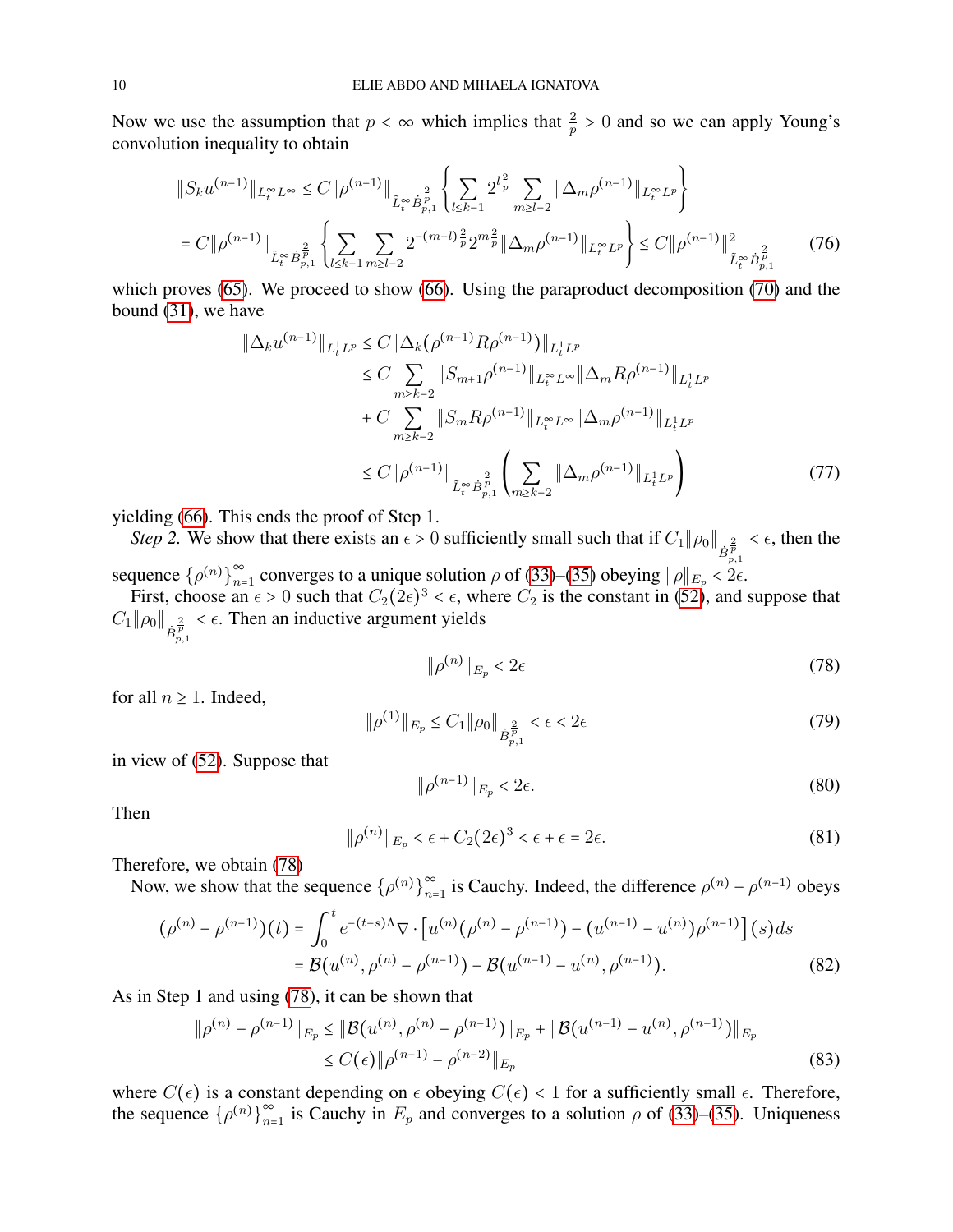Now we use the assumption that $p < \infty$ which implies that $\frac{2}{p} > 0$ and so we can apply Young's convolution inequality to obtain

$$
\begin{aligned}
\|S_k u^{(n-1)}\|_{L_t^\infty L^\infty} &\le C\|\rho^{(n-1)}\|_{\tilde{L}_t^\infty \dot{B}_{p,1}^{\frac{2}{p}}} \left\{ \sum_{l \le k-1} 2^{l\frac{2}{p}} \sum_{m \ge l-2} \|\Delta_m \rho^{(n-1)}\|_{L_t^\infty L^p} \right\} \\
&= C\|\rho^{(n-1)}\|_{\tilde{L}_t^\infty \dot{B}_{p,1}^{\frac{2}{p}}} \left\{ \sum_{l \le k-1} \sum_{m \ge l-2} 2^{-(m-l)\frac{2}{p}} 2^{m\frac{2}{p}} \|\Delta_m \rho^{(n-1)}\|_{L_t^\infty L^p} \right\} \le C\|\rho^{(n-1)}\|_{\tilde{L}_t^\infty \dot{B}_{p,1}^{\frac{2}{p}}}^2 \qquad (76)
\end{aligned}
$$

which proves (65). We proceed to show (66). Using the paraproduct decomposition (70) and the bound (31), we have

$$
\begin{aligned}
\|\Delta_k u^{(n-1)}\|_{L_t^1 L^p} &\le C\|\Delta_k(\rho^{(n-1)} R\rho^{(n-1)})\|_{L_t^1 L^p} \\
&\le C \sum_{m \ge k-2} \|S_{m+1}\rho^{(n-1)}\|_{L_t^\infty L^\infty} \|\Delta_m R\rho^{(n-1)}\|_{L_t^1 L^p} \\
&\quad + C \sum_{m \ge k-2} \|S_m R\rho^{(n-1)}\|_{L_t^\infty L^\infty} \|\Delta_m \rho^{(n-1)}\|_{L_t^1 L^p} \\
&\le C\|\rho^{(n-1)}\|_{\tilde{L}_t^\infty \dot{B}_{p,1}^{\frac{2}{p}}} \left( \sum_{m \ge k-2} \|\Delta_m \rho^{(n-1)}\|_{L_t^1 L^p} \right) \qquad (77)
\end{aligned}
$$

yielding (66). This ends the proof of Step 1.

*Step 2.* We show that there exists an $\epsilon > 0$ sufficiently small such that if $C_1\|\rho_0\|_{\dot{B}_{p,1}^{\frac{2}{p}}} < \epsilon$, then the sequence $\{\rho^{(n)}\}_{n=1}^\infty$ converges to a unique solution $\rho$ of (33)–(35) obeying $\|\rho\|_{E_p} < 2\epsilon$.

First, choose an $\epsilon > 0$ such that $C_2(2\epsilon)^3 < \epsilon$, where $C_2$ is the constant in (52), and suppose that $C_1\|\rho_0\|_{\dot{B}_{p,1}^{\frac{2}{p}}} < \epsilon$. Then an inductive argument yields

$$
\|\rho^{(n)}\|_{E_p} < 2\epsilon \qquad (78)
$$

for all $n \ge 1$. Indeed,

$$
\|\rho^{(1)}\|_{E_p} \le C_1\|\rho_0\|_{\dot{B}_{p,1}^{\frac{2}{p}}} < \epsilon < 2\epsilon \qquad (79)
$$

in view of (52). Suppose that

$$
\|\rho^{(n-1)}\|_{E_p} < 2\epsilon. \qquad (80)
$$

Then

$$
\|\rho^{(n)}\|_{E_p} < \epsilon + C_2(2\epsilon)^3 < \epsilon + \epsilon = 2\epsilon. \qquad (81)
$$

Therefore, we obtain (78)

Now, we show that the sequence $\{\rho^{(n)}\}_{n=1}^\infty$ is Cauchy. Indeed, the difference $\rho^{(n)} - \rho^{(n-1)}$ obeys

$$
\begin{aligned}
(\rho^{(n)} - \rho^{(n-1)})(t) &= \int_0^t e^{-(t-s)\Lambda} \nabla \cdot \left[ u^{(n)}(\rho^{(n)} - \rho^{(n-1)}) - (u^{(n-1)} - u^{(n)})\rho^{(n-1)} \right](s) ds \\
&= \mathcal{B}(u^{(n)}, \rho^{(n)} - \rho^{(n-1)}) - \mathcal{B}(u^{(n-1)} - u^{(n)}, \rho^{(n-1)}). \qquad (82)
\end{aligned}
$$

As in Step 1 and using (78), it can be shown that

$$
\begin{aligned}
\|\rho^{(n)} - \rho^{(n-1)}\|_{E_p} &\le \|\mathcal{B}(u^{(n)}, \rho^{(n)} - \rho^{(n-1)})\|_{E_p} + \|\mathcal{B}(u^{(n-1)} - u^{(n)}, \rho^{(n-1)})\|_{E_p} \\
&\le C(\epsilon)\|\rho^{(n-1)} - \rho^{(n-2)}\|_{E_p} \qquad (83)
\end{aligned}
$$

where $C(\epsilon)$ is a constant depending on $\epsilon$ obeying $C(\epsilon) < 1$ for a sufficiently small $\epsilon$. Therefore, the sequence $\{\rho^{(n)}\}_{n=1}^\infty$ is Cauchy in $E_p$ and converges to a solution $\rho$ of (33)–(35). Uniqueness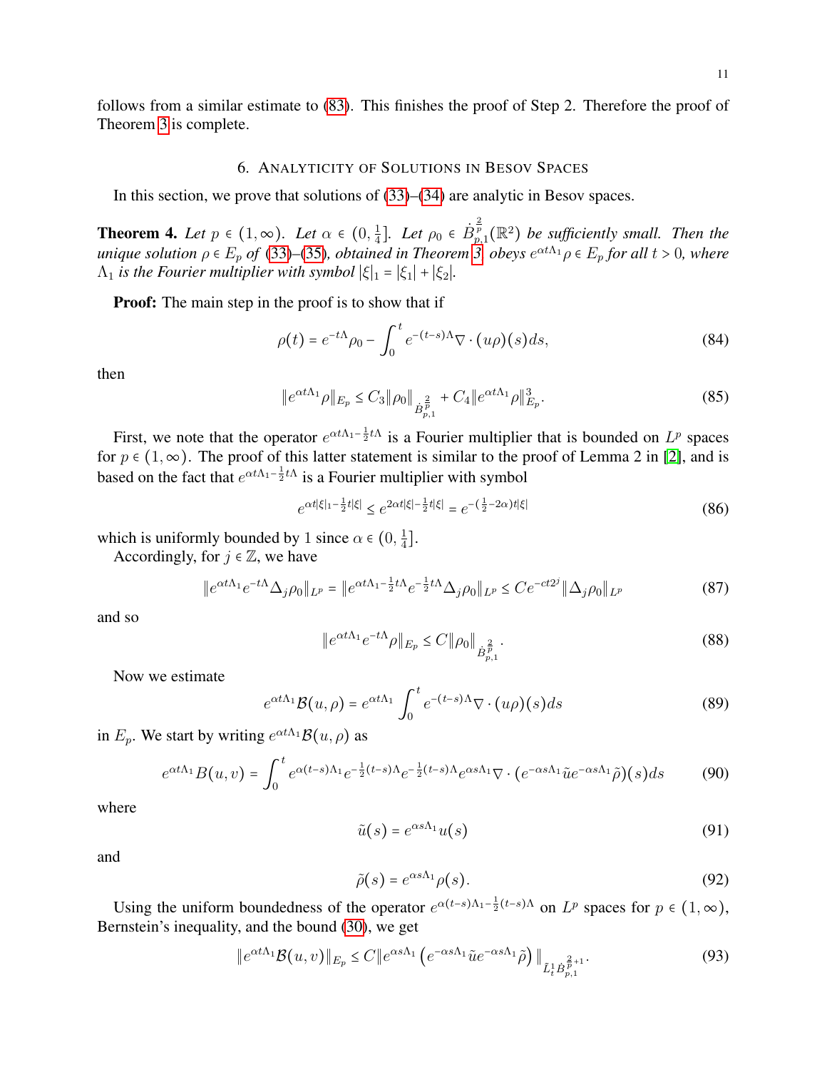follows from a similar estimate to (83). This finishes the proof of Step 2. Therefore the proof of Theorem 3 is complete.

## 6. Analyticity of Solutions in Besov Spaces

In this section, we prove that solutions of (33)–(34) are analytic in Besov spaces.

**Theorem 4.** *Let $p \in (1, \infty)$. Let $\alpha \in (0, \frac{1}{4}]$. Let $\rho_0 \in \dot{B}^{\frac{2}{p}}_{p,1}(\mathbb{R}^2)$ be sufficiently small. Then the unique solution $\rho \in E_p$ of (33)–(35), obtained in Theorem 3, obeys $e^{\alpha t \Lambda_1}\rho \in E_p$ for all $t > 0$, where $\Lambda_1$ is the Fourier multiplier with symbol $|\xi|_1 = |\xi_1| + |\xi_2|$.*

**Proof:** The main step in the proof is to show that if

$$\rho(t) = e^{-t\Lambda}\rho_0 - \int_0^t e^{-(t-s)\Lambda}\nabla \cdot (u\rho)(s)ds, \tag{84}$$

then

$$\|e^{\alpha t\Lambda_1}\rho\|_{E_p} \leq C_3\|\rho_0\|_{\dot{B}^{\frac{2}{p}}_{p,1}} + C_4\|e^{\alpha t\Lambda_1}\rho\|^3_{E_p}. \tag{85}$$

First, we note that the operator $e^{\alpha t\Lambda_1 - \frac{1}{2}t\Lambda}$ is a Fourier multiplier that is bounded on $L^p$ spaces for $p \in (1, \infty)$. The proof of this latter statement is similar to the proof of Lemma 2 in [2], and is based on the fact that $e^{\alpha t\Lambda_1 - \frac{1}{2}t\Lambda}$ is a Fourier multiplier with symbol

$$e^{\alpha t|\xi|_1 - \frac{1}{2}t|\xi|} \leq e^{2\alpha t|\xi| - \frac{1}{2}t|\xi|} = e^{-(\frac{1}{2}-2\alpha)t|\xi|} \tag{86}$$

which is uniformly bounded by $1$ since $\alpha \in (0, \frac{1}{4}]$.

Accordingly, for $j \in \mathbb{Z}$, we have

$$\|e^{\alpha t\Lambda_1}e^{-t\Lambda}\Delta_j\rho_0\|_{L^p} = \|e^{\alpha t\Lambda_1 - \frac{1}{2}t\Lambda}e^{-\frac{1}{2}t\Lambda}\Delta_j\rho_0\|_{L^p} \leq Ce^{-ct2^j}\|\Delta_j\rho_0\|_{L^p} \tag{87}$$

and so

$$\|e^{\alpha t\Lambda_1}e^{-t\Lambda}\rho\|_{E_p} \leq C\|\rho_0\|_{\dot{B}^{\frac{2}{p}}_{p,1}}. \tag{88}$$

Now we estimate

$$e^{\alpha t\Lambda_1}\mathcal{B}(u,\rho) = e^{\alpha t\Lambda_1}\int_0^t e^{-(t-s)\Lambda}\nabla \cdot (u\rho)(s)ds \tag{89}$$

in $E_p$. We start by writing $e^{\alpha t\Lambda_1}\mathcal{B}(u,\rho)$ as

$$e^{\alpha t\Lambda_1}B(u,v) = \int_0^t e^{\alpha(t-s)\Lambda_1}e^{-\frac{1}{2}(t-s)\Lambda}e^{-\frac{1}{2}(t-s)\Lambda}e^{\alpha s\Lambda_1}\nabla \cdot \left(e^{-\alpha s\Lambda_1}\tilde{u}e^{-\alpha s\Lambda_1}\tilde{\rho}\right)(s)ds \tag{90}$$

where

$$\tilde{u}(s) = e^{\alpha s\Lambda_1}u(s) \tag{91}$$

and

$$\tilde{\rho}(s) = e^{\alpha s\Lambda_1}\rho(s). \tag{92}$$

Using the uniform boundedness of the operator $e^{\alpha(t-s)\Lambda_1 - \frac{1}{2}(t-s)\Lambda}$ on $L^p$ spaces for $p \in (1, \infty)$, Bernstein's inequality, and the bound (30), we get

$$\|e^{\alpha t\Lambda_1}\mathcal{B}(u,v)\|_{E_p} \leq C\|e^{\alpha s\Lambda_1}\left(e^{-\alpha s\Lambda_1}\tilde{u}e^{-\alpha s\Lambda_1}\tilde{\rho}\right)\|_{\tilde{L}^1_t\dot{B}^{\frac{2}{p}+1}_{p,1}}. \tag{93}$$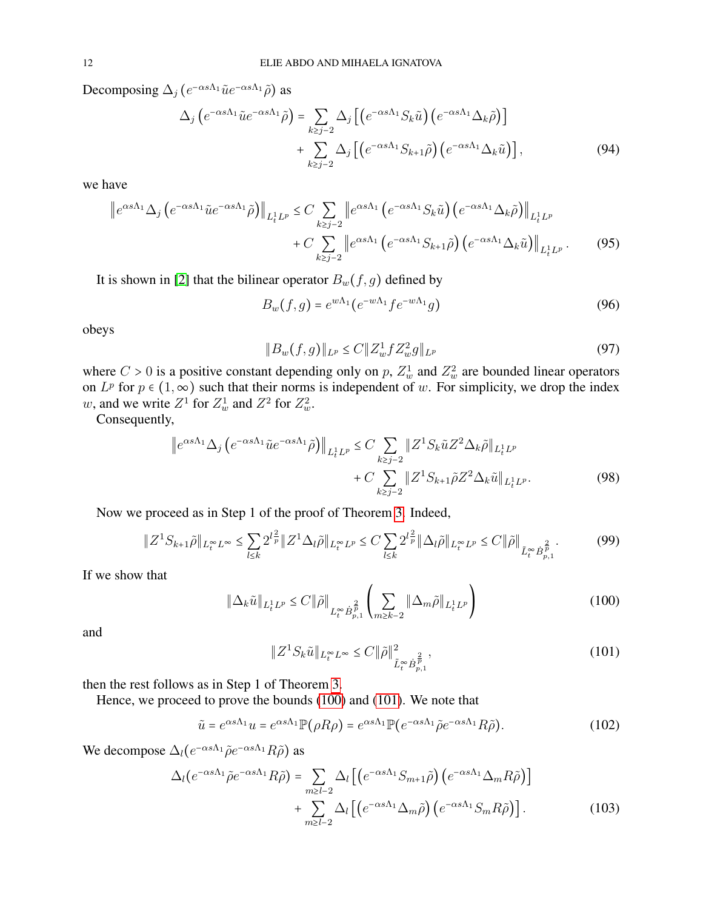Decomposing $\Delta_j\left(e^{-\alpha s\Lambda_1}\tilde{u}e^{-\alpha s\Lambda_1}\tilde{\rho}\right)$ as

$$
\begin{aligned}
\Delta_j\left(e^{-\alpha s\Lambda_1}\tilde{u}e^{-\alpha s\Lambda_1}\tilde{\rho}\right) &= \sum_{k\geq j-2}\Delta_j\left[\left(e^{-\alpha s\Lambda_1}S_k\tilde{u}\right)\left(e^{-\alpha s\Lambda_1}\Delta_k\tilde{\rho}\right)\right]\\
&+\sum_{k\geq j-2}\Delta_j\left[\left(e^{-\alpha s\Lambda_1}S_{k+1}\tilde{\rho}\right)\left(e^{-\alpha s\Lambda_1}\Delta_k\tilde{u}\right)\right],
\end{aligned}\tag{94}
$$

we have

$$
\begin{aligned}
\left\|e^{\alpha s\Lambda_1}\Delta_j\left(e^{-\alpha s\Lambda_1}\tilde{u}e^{-\alpha s\Lambda_1}\tilde{\rho}\right)\right\|_{L_t^1L^p} &\leq C\sum_{k\geq j-2}\left\|e^{\alpha s\Lambda_1}\left(e^{-\alpha s\Lambda_1}S_k\tilde{u}\right)\left(e^{-\alpha s\Lambda_1}\Delta_k\tilde{\rho}\right)\right\|_{L_t^1L^p}\\
&+C\sum_{k\geq j-2}\left\|e^{\alpha s\Lambda_1}\left(e^{-\alpha s\Lambda_1}S_{k+1}\tilde{\rho}\right)\left(e^{-\alpha s\Lambda_1}\Delta_k\tilde{u}\right)\right\|_{L_t^1L^p}.
\end{aligned}\tag{95}
$$

It is shown in [2] that the bilinear operator $B_w(f,g)$ defined by

$$
B_w(f,g) = e^{w\Lambda_1}(e^{-w\Lambda_1}fe^{-w\Lambda_1}g) \tag{96}
$$

obeys

$$
\|B_w(f,g)\|_{L^p} \leq C\|Z_w^1fZ_w^2g\|_{L^p} \tag{97}
$$

where $C>0$ is a positive constant depending only on $p$, $Z_w^1$ and $Z_w^2$ are bounded linear operators on $L^p$ for $p\in(1,\infty)$ such that their norms is independent of $w$. For simplicity, we drop the index $w$, and we write $Z^1$ for $Z_w^1$ and $Z^2$ for $Z_w^2$.

Consequently,

$$
\begin{aligned}
\left\|e^{\alpha s\Lambda_1}\Delta_j\left(e^{-\alpha s\Lambda_1}\tilde{u}e^{-\alpha s\Lambda_1}\tilde{\rho}\right)\right\|_{L_t^1L^p} &\leq C\sum_{k\geq j-2}\|Z^1S_k\tilde{u}Z^2\Delta_k\tilde{\rho}\|_{L_t^1L^p}\\
&+C\sum_{k\geq j-2}\|Z^1S_{k+1}\tilde{\rho}Z^2\Delta_k\tilde{u}\|_{L_t^1L^p}.
\end{aligned}\tag{98}
$$

Now we proceed as in Step 1 of the proof of Theorem 3. Indeed,

$$
\|Z^1S_{k+1}\tilde{\rho}\|_{L_t^\infty L^\infty} \leq \sum_{l\leq k}2^{l\frac{2}{p}}\|Z^1\Delta_l\tilde{\rho}\|_{L_t^\infty L^p} \leq C\sum_{l\leq k}2^{l\frac{2}{p}}\|\Delta_l\tilde{\rho}\|_{L_t^\infty L^p} \leq C\|\tilde{\rho}\|_{\tilde{L}_t^\infty\dot{B}_{p,1}^{\frac{2}{p}}}. \tag{99}
$$

If we show that

$$
\|\Delta_k\tilde{u}\|_{L_t^1L^p} \leq C\|\tilde{\rho}\|_{L_t^\infty\dot{B}_{p,1}^{\frac{2}{p}}}\left(\sum_{m\geq k-2}\|\Delta_m\tilde{\rho}\|_{L_t^1L^p}\right) \tag{100}
$$

and

$$
\|Z^1S_k\tilde{u}\|_{L_t^\infty L^\infty} \leq C\|\tilde{\rho}\|_{\tilde{L}_t^\infty\dot{B}_{p,1}^{\frac{2}{p}}}^2, \tag{101}
$$

then the rest follows as in Step 1 of Theorem 3.

Hence, we proceed to prove the bounds (100) and (101). We note that

$$
\tilde{u} = e^{\alpha s\Lambda_1}u = e^{\alpha s\Lambda_1}\mathbb{P}(\rho R\rho) = e^{\alpha s\Lambda_1}\mathbb{P}(e^{-\alpha s\Lambda_1}\tilde{\rho}e^{-\alpha s\Lambda_1}R\tilde{\rho}). \tag{102}
$$

We decompose $\Delta_l(e^{-\alpha s\Lambda_1}\tilde{\rho}e^{-\alpha s\Lambda_1}R\tilde{\rho})$ as

$$
\begin{aligned}
\Delta_l(e^{-\alpha s\Lambda_1}\tilde{\rho}e^{-\alpha s\Lambda_1}R\tilde{\rho}) &= \sum_{m\geq l-2}\Delta_l\left[\left(e^{-\alpha s\Lambda_1}S_{m+1}\tilde{\rho}\right)\left(e^{-\alpha s\Lambda_1}\Delta_mR\tilde{\rho}\right)\right]\\
&+\sum_{m\geq l-2}\Delta_l\left[\left(e^{-\alpha s\Lambda_1}\Delta_m\tilde{\rho}\right)\left(e^{-\alpha s\Lambda_1}S_mR\tilde{\rho}\right)\right].
\end{aligned}\tag{103}
$$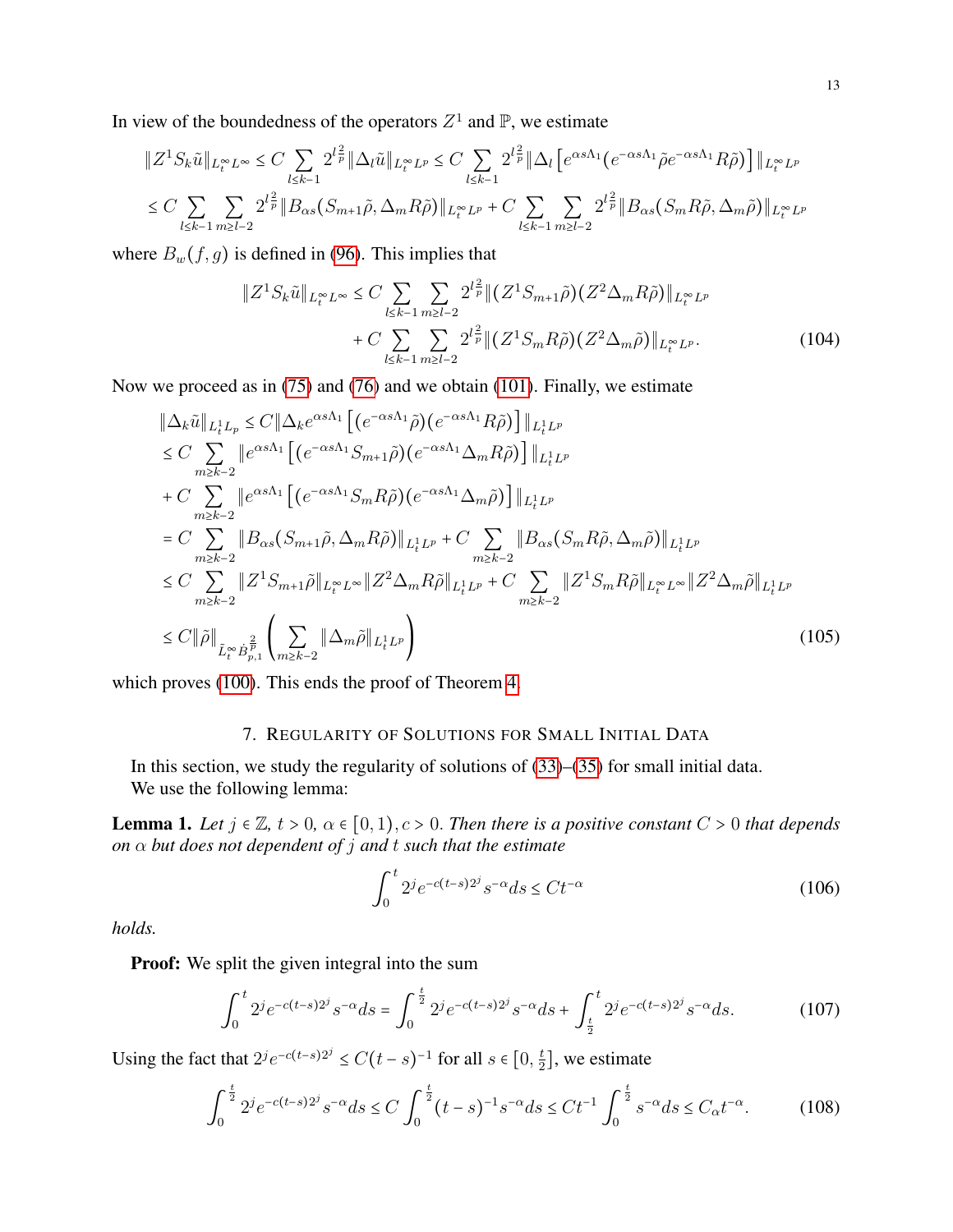In view of the boundedness of the operators $Z^1$ and $\mathbb{P}$, we estimate

$$\|Z^1 S_k \tilde{u}\|_{L_t^\infty L^\infty} \le C \sum_{l \le k-1} 2^{l\frac{2}{p}} \|\Delta_l \tilde{u}\|_{L_t^\infty L^p} \le C \sum_{l \le k-1} 2^{l\frac{2}{p}} \|\Delta_l \left[ e^{\alpha s \Lambda_1} (e^{-\alpha s \Lambda_1} \tilde{\rho} e^{-\alpha s \Lambda_1} R\tilde{\rho}) \right]\|_{L_t^\infty L^p}$$

$$\le C \sum_{l \le k-1} \sum_{m \ge l-2} 2^{l\frac{2}{p}} \|B_{\alpha s}(S_{m+1}\tilde{\rho}, \Delta_m R\tilde{\rho})\|_{L_t^\infty L^p} + C \sum_{l \le k-1} \sum_{m \ge l-2} 2^{l\frac{2}{p}} \|B_{\alpha s}(S_m R\tilde{\rho}, \Delta_m \tilde{\rho})\|_{L_t^\infty L^p}$$

where $B_w(f,g)$ is defined in (96). This implies that

$$\|Z^1 S_k \tilde{u}\|_{L_t^\infty L^\infty} \le C \sum_{l \le k-1} \sum_{m \ge l-2} 2^{l\frac{2}{p}} \|(Z^1 S_{m+1}\tilde{\rho})(Z^2 \Delta_m R\tilde{\rho})\|_{L_t^\infty L^p}$$
$$+ C \sum_{l \le k-1} \sum_{m \ge l-2} 2^{l\frac{2}{p}} \|(Z^1 S_m R\tilde{\rho})(Z^2 \Delta_m \tilde{\rho})\|_{L_t^\infty L^p}. \tag{104}$$

Now we proceed as in (75) and (76) and we obtain (101). Finally, we estimate

$$\|\Delta_k \tilde{u}\|_{L_t^1 L_p} \le C \|\Delta_k e^{\alpha s \Lambda_1} \left[ (e^{-\alpha s \Lambda_1} \tilde{\rho})(e^{-\alpha s \Lambda_1} R\tilde{\rho}) \right]\|_{L_t^1 L^p}$$
$$\le C \sum_{m \ge k-2} \|e^{\alpha s \Lambda_1} \left[ (e^{-\alpha s \Lambda_1} S_{m+1}\tilde{\rho})(e^{-\alpha s \Lambda_1} \Delta_m R\tilde{\rho}) \right]\|_{L_t^1 L^p}$$
$$+ C \sum_{m \ge k-2} \|e^{\alpha s \Lambda_1} \left[ (e^{-\alpha s \Lambda_1} S_m R\tilde{\rho})(e^{-\alpha s \Lambda_1} \Delta_m \tilde{\rho}) \right]\|_{L_t^1 L^p}$$
$$= C \sum_{m \ge k-2} \|B_{\alpha s}(S_{m+1}\tilde{\rho}, \Delta_m R\tilde{\rho})\|_{L_t^1 L^p} + C \sum_{m \ge k-2} \|B_{\alpha s}(S_m R\tilde{\rho}, \Delta_m \tilde{\rho})\|_{L_t^1 L^p}$$
$$\le C \sum_{m \ge k-2} \|Z^1 S_{m+1}\tilde{\rho}\|_{L_t^\infty L^\infty} \|Z^2 \Delta_m R\tilde{\rho}\|_{L_t^1 L^p} + C \sum_{m \ge k-2} \|Z^1 S_m R\tilde{\rho}\|_{L_t^\infty L^\infty} \|Z^2 \Delta_m \tilde{\rho}\|_{L_t^1 L^p}$$
$$\le C \|\tilde{\rho}\|_{\tilde{L}_t^\infty \dot{B}^{\frac{2}{p}}_{p,1}} \left( \sum_{m \ge k-2} \|\Delta_m \tilde{\rho}\|_{L_t^1 L^p} \right) \tag{105}$$

which proves (100). This ends the proof of Theorem 4.

## 7. Regularity of Solutions for Small Initial Data

In this section, we study the regularity of solutions of (33)–(35) for small initial data.
We use the following lemma:

**Lemma 1.** *Let $j \in \mathbb{Z}$, $t > 0$, $\alpha \in [0,1)$, $c > 0$. Then there is a positive constant $C > 0$ that depends on $\alpha$ but does not dependent of $j$ and $t$ such that the estimate*

$$\int_0^t 2^j e^{-c(t-s)2^j} s^{-\alpha} ds \le C t^{-\alpha} \tag{106}$$

*holds.*

**Proof:** We split the given integral into the sum

$$\int_0^t 2^j e^{-c(t-s)2^j} s^{-\alpha} ds = \int_0^{\frac{t}{2}} 2^j e^{-c(t-s)2^j} s^{-\alpha} ds + \int_{\frac{t}{2}}^t 2^j e^{-c(t-s)2^j} s^{-\alpha} ds. \tag{107}$$

Using the fact that $2^j e^{-c(t-s)2^j} \le C(t-s)^{-1}$ for all $s \in [0, \frac{t}{2}]$, we estimate

$$\int_0^{\frac{t}{2}} 2^j e^{-c(t-s)2^j} s^{-\alpha} ds \le C \int_0^{\frac{t}{2}} (t-s)^{-1} s^{-\alpha} ds \le C t^{-1} \int_0^{\frac{t}{2}} s^{-\alpha} ds \le C_\alpha t^{-\alpha}. \tag{108}$$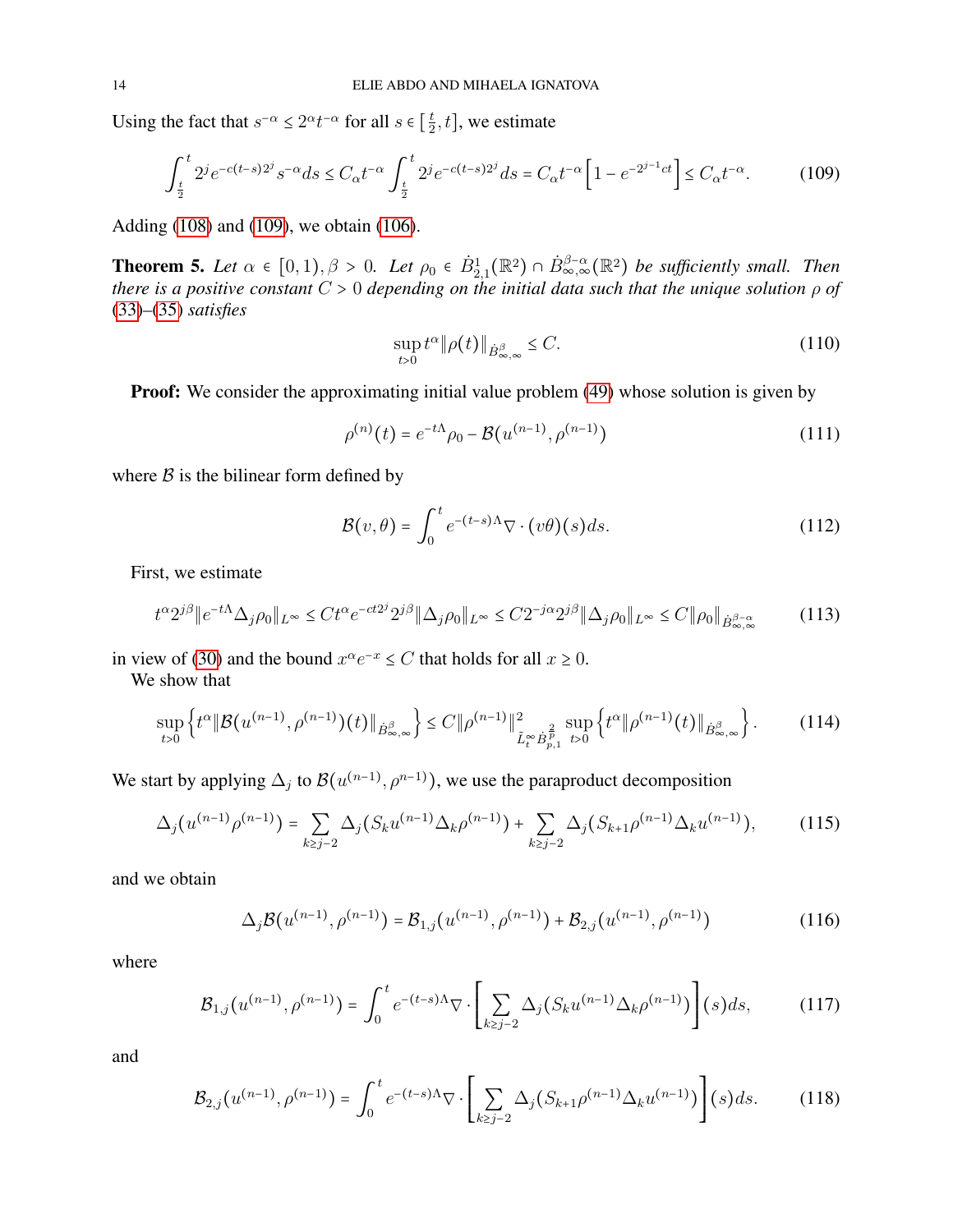Using the fact that $s^{-\alpha} \le 2^\alpha t^{-\alpha}$ for all $s \in [\frac{t}{2}, t]$, we estimate

$$\int_{\frac{t}{2}}^t 2^j e^{-c(t-s)2^j} s^{-\alpha} ds \le C_\alpha t^{-\alpha} \int_{\frac{t}{2}}^t 2^j e^{-c(t-s)2^j} ds = C_\alpha t^{-\alpha} \left[1 - e^{-2^{j-1}ct}\right] \le C_\alpha t^{-\alpha}. \tag{109}$$

Adding (108) and (109), we obtain (106).

**Theorem 5.** *Let $\alpha \in [0,1), \beta > 0$. Let $\rho_0 \in \dot{B}^1_{2,1}(\mathbb{R}^2) \cap \dot{B}^{\beta-\alpha}_{\infty,\infty}(\mathbb{R}^2)$ be sufficiently small. Then there is a positive constant $C > 0$ depending on the initial data such that the unique solution $\rho$ of* (33)–(35) *satisfies*

$$\sup_{t>0} t^\alpha \|\rho(t)\|_{\dot{B}^\beta_{\infty,\infty}} \le C. \tag{110}$$

**Proof:** We consider the approximating initial value problem (49) whose solution is given by

$$\rho^{(n)}(t) = e^{-t\Lambda}\rho_0 - \mathcal{B}(u^{(n-1)}, \rho^{(n-1)}) \tag{111}$$

where $\mathcal{B}$ is the bilinear form defined by

$$\mathcal{B}(v, \theta) = \int_0^t e^{-(t-s)\Lambda} \nabla \cdot (v\theta)(s) ds. \tag{112}$$

First, we estimate

$$t^\alpha 2^{j\beta} \|e^{-t\Lambda}\Delta_j \rho_0\|_{L^\infty} \le C t^\alpha e^{-ct2^j} 2^{j\beta} \|\Delta_j \rho_0\|_{L^\infty} \le C 2^{-j\alpha} 2^{j\beta} \|\Delta_j \rho_0\|_{L^\infty} \le C \|\rho_0\|_{\dot{B}^{\beta-\alpha}_{\infty,\infty}} \tag{113}$$

in view of (30) and the bound $x^\alpha e^{-x} \le C$ that holds for all $x \ge 0$.

We show that

$$\sup_{t>0} \left\{ t^\alpha \|\mathcal{B}(u^{(n-1)}, \rho^{(n-1)})(t)\|_{\dot{B}^\beta_{\infty,\infty}} \right\} \le C \|\rho^{(n-1)}\|^2_{\tilde{L}^\infty_t \dot{B}^{\frac{2}{p}}_{p,1}} \sup_{t>0} \left\{ t^\alpha \|\rho^{(n-1)}(t)\|_{\dot{B}^\beta_{\infty,\infty}} \right\}. \tag{114}$$

We start by applying $\Delta_j$ to $\mathcal{B}(u^{(n-1)}, \rho^{n-1)})$, we use the paraproduct decomposition

$$\Delta_j(u^{(n-1)}\rho^{(n-1)}) = \sum_{k \ge j-2} \Delta_j(S_k u^{(n-1)} \Delta_k \rho^{(n-1)}) + \sum_{k \ge j-2} \Delta_j(S_{k+1}\rho^{(n-1)} \Delta_k u^{(n-1)}), \tag{115}$$

and we obtain

$$\Delta_j \mathcal{B}(u^{(n-1)}, \rho^{(n-1)}) = \mathcal{B}_{1,j}(u^{(n-1)}, \rho^{(n-1)}) + \mathcal{B}_{2,j}(u^{(n-1)}, \rho^{(n-1)}) \tag{116}$$

where

$$\mathcal{B}_{1,j}(u^{(n-1)}, \rho^{(n-1)}) = \int_0^t e^{-(t-s)\Lambda} \nabla \cdot \left[ \sum_{k \ge j-2} \Delta_j(S_k u^{(n-1)} \Delta_k \rho^{(n-1)}) \right](s) ds, \tag{117}$$

and

$$\mathcal{B}_{2,j}(u^{(n-1)}, \rho^{(n-1)}) = \int_0^t e^{-(t-s)\Lambda} \nabla \cdot \left[ \sum_{k \ge j-2} \Delta_j(S_{k+1}\rho^{(n-1)} \Delta_k u^{(n-1)}) \right](s) ds. \tag{118}$$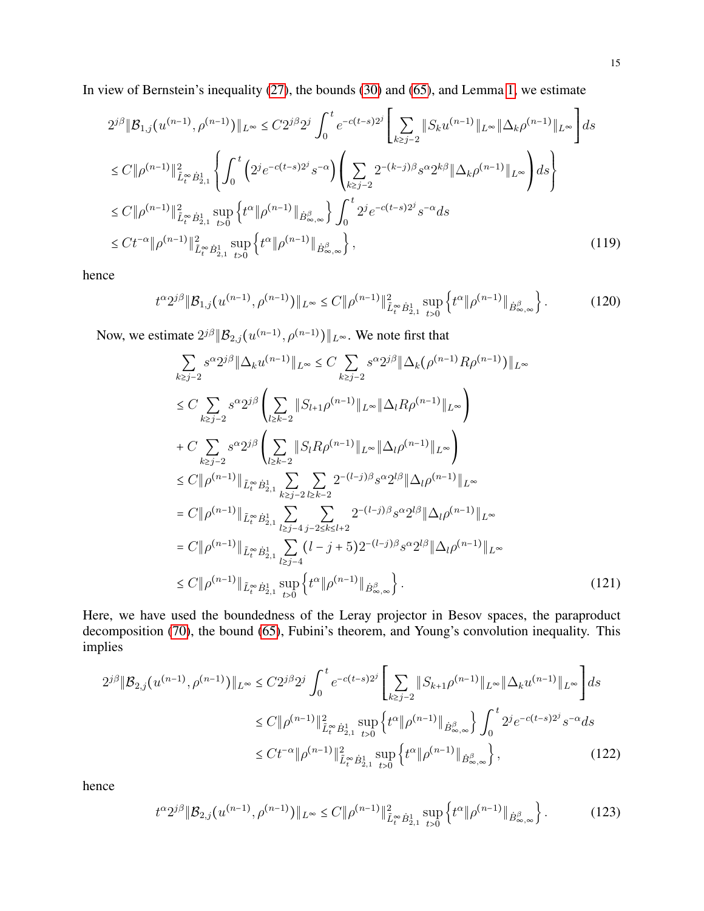In view of Bernstein's inequality (27), the bounds (30) and (65), and Lemma 1, we estimate

$$
\begin{aligned}
2^{j\beta}\|\mathcal{B}_{1,j}(u^{(n-1)},\rho^{(n-1)})\|_{L^\infty} &\leq C2^{j\beta}2^j\int_0^t e^{-c(t-s)2^j}\left[\sum_{k\geq j-2}\|S_k u^{(n-1)}\|_{L^\infty}\|\Delta_k\rho^{(n-1)}\|_{L^\infty}\right]ds \\
&\leq C\|\rho^{(n-1)}\|^2_{\tilde{L}^\infty_t\dot{B}^1_{2,1}}\left\{\int_0^t\left(2^j e^{-c(t-s)2^j}s^{-\alpha}\right)\left(\sum_{k\geq j-2}2^{-(k-j)\beta}s^\alpha 2^{k\beta}\|\Delta_k\rho^{(n-1)}\|_{L^\infty}\right)ds\right\} \\
&\leq C\|\rho^{(n-1)}\|^2_{\tilde{L}^\infty_t\dot{B}^1_{2,1}}\sup_{t>0}\left\{t^\alpha\|\rho^{(n-1)}\|_{\dot{B}^\beta_{\infty,\infty}}\right\}\int_0^t 2^j e^{-c(t-s)2^j}s^{-\alpha}ds \\
&\leq Ct^{-\alpha}\|\rho^{(n-1)}\|^2_{\tilde{L}^\infty_t\dot{B}^1_{2,1}}\sup_{t>0}\left\{t^\alpha\|\rho^{(n-1)}\|_{\dot{B}^\beta_{\infty,\infty}}\right\},
\end{aligned}
\tag{119}
$$

hence

$$
t^\alpha 2^{j\beta}\|\mathcal{B}_{1,j}(u^{(n-1)},\rho^{(n-1)})\|_{L^\infty} \leq C\|\rho^{(n-1)}\|^2_{\tilde{L}^\infty_t\dot{B}^1_{2,1}}\sup_{t>0}\left\{t^\alpha\|\rho^{(n-1)}\|_{\dot{B}^\beta_{\infty,\infty}}\right\}. \tag{120}
$$

Now, we estimate $2^{j\beta}\|\mathcal{B}_{2,j}(u^{(n-1)},\rho^{(n-1)})\|_{L^\infty}$. We note first that

$$
\begin{aligned}
&\sum_{k\geq j-2}s^\alpha 2^{j\beta}\|\Delta_k u^{(n-1)}\|_{L^\infty} \leq C\sum_{k\geq j-2}s^\alpha 2^{j\beta}\|\Delta_k(\rho^{(n-1)}R\rho^{(n-1)})\|_{L^\infty} \\
&\leq C\sum_{k\geq j-2}s^\alpha 2^{j\beta}\left(\sum_{l\geq k-2}\|S_{l+1}\rho^{(n-1)}\|_{L^\infty}\|\Delta_l R\rho^{(n-1)}\|_{L^\infty}\right) \\
&+ C\sum_{k\geq j-2}s^\alpha 2^{j\beta}\left(\sum_{l\geq k-2}\|S_l R\rho^{(n-1)}\|_{L^\infty}\|\Delta_l\rho^{(n-1)}\|_{L^\infty}\right) \\
&\leq C\|\rho^{(n-1)}\|_{\tilde{L}^\infty_t\dot{B}^1_{2,1}}\sum_{k\geq j-2}\sum_{l\geq k-2}2^{-(l-j)\beta}s^\alpha 2^{l\beta}\|\Delta_l\rho^{(n-1)}\|_{L^\infty} \\
&= C\|\rho^{(n-1)}\|_{\tilde{L}^\infty_t\dot{B}^1_{2,1}}\sum_{l\geq j-4}\sum_{j-2\leq k\leq l+2}2^{-(l-j)\beta}s^\alpha 2^{l\beta}\|\Delta_l\rho^{(n-1)}\|_{L^\infty} \\
&= C\|\rho^{(n-1)}\|_{\tilde{L}^\infty_t\dot{B}^1_{2,1}}\sum_{l\geq j-4}(l-j+5)2^{-(l-j)\beta}s^\alpha 2^{l\beta}\|\Delta_l\rho^{(n-1)}\|_{L^\infty} \\
&\leq C\|\rho^{(n-1)}\|_{\tilde{L}^\infty_t\dot{B}^1_{2,1}}\sup_{t>0}\left\{t^\alpha\|\rho^{(n-1)}\|_{\dot{B}^\beta_{\infty,\infty}}\right\}.
\end{aligned}
\tag{121}
$$

Here, we have used the boundedness of the Leray projector in Besov spaces, the paraproduct decomposition (70), the bound (65), Fubini's theorem, and Young's convolution inequality. This implies

$$
\begin{aligned}
2^{j\beta}\|\mathcal{B}_{2,j}(u^{(n-1)},\rho^{(n-1)})\|_{L^\infty} &\leq C2^{j\beta}2^j\int_0^t e^{-c(t-s)2^j}\left[\sum_{k\geq j-2}\|S_{k+1}\rho^{(n-1)}\|_{L^\infty}\|\Delta_k u^{(n-1)}\|_{L^\infty}\right]ds \\
&\leq C\|\rho^{(n-1)}\|^2_{\tilde{L}^\infty_t\dot{B}^1_{2,1}}\sup_{t>0}\left\{t^\alpha\|\rho^{(n-1)}\|_{\dot{B}^\beta_{\infty,\infty}}\right\}\int_0^t 2^j e^{-c(t-s)2^j}s^{-\alpha}ds \\
&\leq Ct^{-\alpha}\|\rho^{(n-1)}\|^2_{\tilde{L}^\infty_t\dot{B}^1_{2,1}}\sup_{t>0}\left\{t^\alpha\|\rho^{(n-1)}\|_{\dot{B}^\beta_{\infty,\infty}}\right\},
\end{aligned}
\tag{122}
$$

hence

$$
t^\alpha 2^{j\beta}\|\mathcal{B}_{2,j}(u^{(n-1)},\rho^{(n-1)})\|_{L^\infty} \leq C\|\rho^{(n-1)}\|^2_{\tilde{L}^\infty_t\dot{B}^1_{2,1}}\sup_{t>0}\left\{t^\alpha\|\rho^{(n-1)}\|_{\dot{B}^\beta_{\infty,\infty}}\right\}. \tag{123}
$$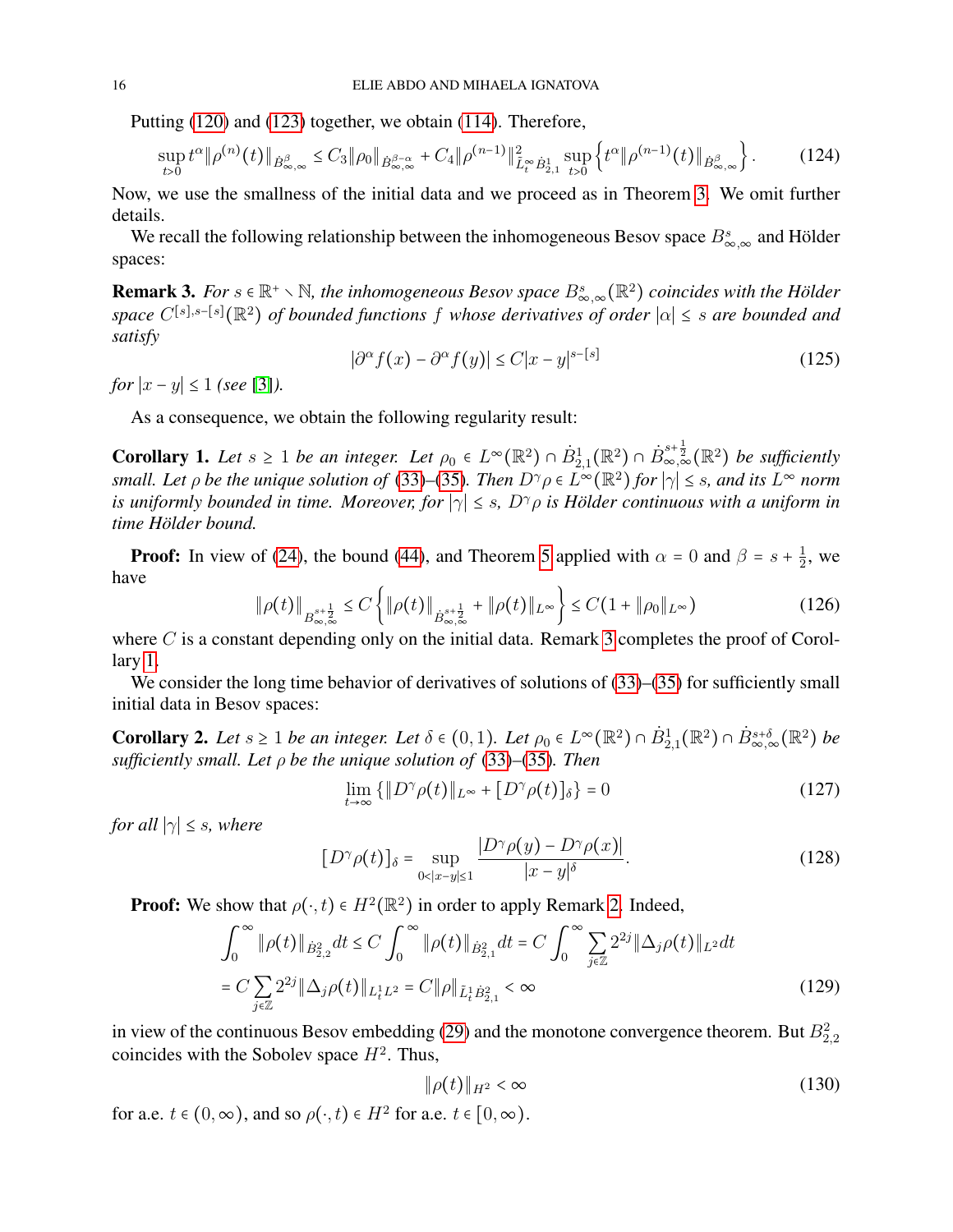Putting (120) and (123) together, we obtain (114). Therefore,

$$\sup_{t>0} t^\alpha \|\rho^{(n)}(t)\|_{\dot{B}^\beta_{\infty,\infty}} \le C_3 \|\rho_0\|_{\dot{B}^{\beta-\alpha}_{\infty,\infty}} + C_4 \|\rho^{(n-1)}\|^2_{\tilde{L}^\infty_t \dot{B}^1_{2,1}} \sup_{t>0} \left\{ t^\alpha \|\rho^{(n-1)}(t)\|_{\dot{B}^\beta_{\infty,\infty}} \right\}. \tag{124}$$

Now, we use the smallness of the initial data and we proceed as in Theorem 3. We omit further details.

We recall the following relationship between the inhomogeneous Besov space $B^s_{\infty,\infty}$ and Hölder spaces:

**Remark 3.** *For $s \in \mathbb{R}^+ \setminus \mathbb{N}$, the inhomogeneous Besov space $B^s_{\infty,\infty}(\mathbb{R}^2)$ coincides with the Hölder space $C^{[s],s-[s]}(\mathbb{R}^2)$ of bounded functions $f$ whose derivatives of order $|\alpha| \le s$ are bounded and satisfy*

$$|\partial^\alpha f(x) - \partial^\alpha f(y)| \le C|x-y|^{s-[s]} \tag{125}$$

*for $|x-y| \le 1$ (see [3]).*

As a consequence, we obtain the following regularity result:

**Corollary 1.** *Let $s \ge 1$ be an integer. Let $\rho_0 \in L^\infty(\mathbb{R}^2) \cap \dot{B}^1_{2,1}(\mathbb{R}^2) \cap \dot{B}^{s+\frac{1}{2}}_{\infty,\infty}(\mathbb{R}^2)$ be sufficiently small. Let $\rho$ be the unique solution of (33)–(35). Then $D^\gamma \rho \in L^\infty(\mathbb{R}^2)$ for $|\gamma| \le s$, and its $L^\infty$ norm is uniformly bounded in time. Moreover, for $|\gamma| \le s$, $D^\gamma \rho$ is Hölder continuous with a uniform in time Hölder bound.*

**Proof:** In view of (24), the bound (44), and Theorem 5 applied with $\alpha = 0$ and $\beta = s + \frac{1}{2}$, we have

$$\|\rho(t)\|_{B^{s+\frac{1}{2}}_{\infty,\infty}} \le C \left\{ \|\rho(t)\|_{\dot{B}^{s+\frac{1}{2}}_{\infty,\infty}} + \|\rho(t)\|_{L^\infty} \right\} \le C(1 + \|\rho_0\|_{L^\infty}) \tag{126}$$

where $C$ is a constant depending only on the initial data. Remark 3 completes the proof of Corollary 1.

We consider the long time behavior of derivatives of solutions of (33)–(35) for sufficiently small initial data in Besov spaces:

**Corollary 2.** *Let $s \ge 1$ be an integer. Let $\delta \in (0,1)$. Let $\rho_0 \in L^\infty(\mathbb{R}^2) \cap \dot{B}^1_{2,1}(\mathbb{R}^2) \cap \dot{B}^{s+\delta}_{\infty,\infty}(\mathbb{R}^2)$ be sufficiently small. Let $\rho$ be the unique solution of (33)–(35). Then*

$$\lim_{t\to\infty} \{ \|D^\gamma \rho(t)\|_{L^\infty} + [D^\gamma \rho(t)]_\delta \} = 0 \tag{127}$$

*for all $|\gamma| \le s$, where*

$$[D^\gamma \rho(t)]_\delta = \sup_{0<|x-y|\le 1} \frac{|D^\gamma \rho(y) - D^\gamma \rho(x)|}{|x-y|^\delta}. \tag{128}$$

**Proof:** We show that $\rho(\cdot,t) \in H^2(\mathbb{R}^2)$ in order to apply Remark 2. Indeed,

$$\begin{aligned}
\int_0^\infty \|\rho(t)\|_{\dot{B}^2_{2,2}} dt &\le C \int_0^\infty \|\rho(t)\|_{\dot{B}^2_{2,1}} dt = C \int_0^\infty \sum_{j\in\mathbb{Z}} 2^{2j} \|\Delta_j \rho(t)\|_{L^2} dt \\
&= C \sum_{j\in\mathbb{Z}} 2^{2j} \|\Delta_j \rho(t)\|_{L^1_t L^2} = C \|\rho\|_{\tilde{L}^1_t \dot{B}^2_{2,1}} < \infty
\end{aligned} \tag{129}$$

in view of the continuous Besov embedding (29) and the monotone convergence theorem. But $B^2_{2,2}$ coincides with the Sobolev space $H^2$. Thus,

$$\|\rho(t)\|_{H^2} < \infty \tag{130}$$

for a.e. $t \in (0,\infty)$, and so $\rho(\cdot,t) \in H^2$ for a.e. $t \in [0,\infty)$.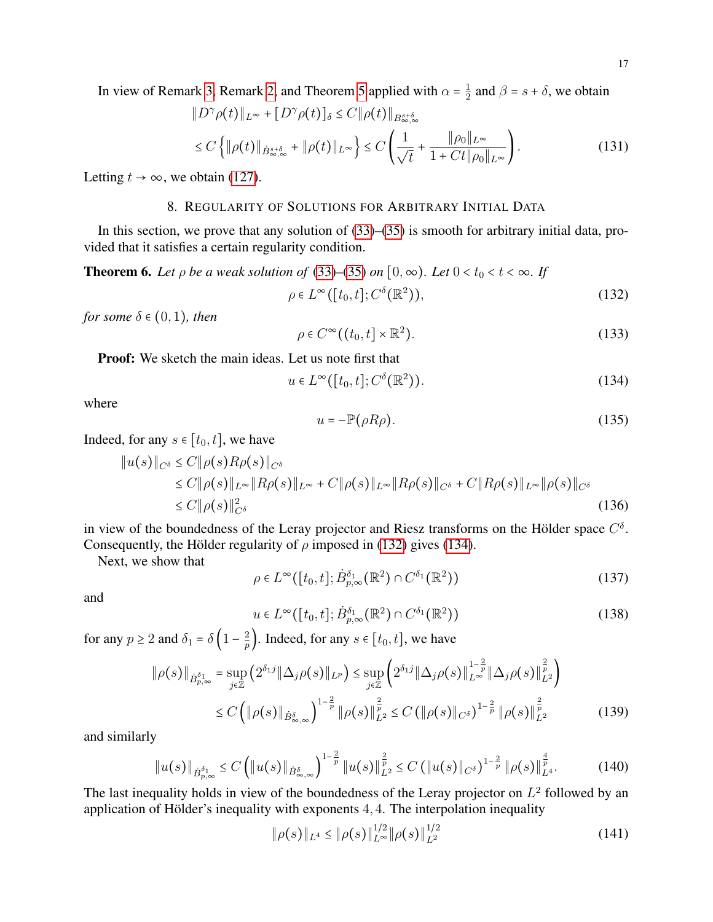In view of Remark 3, Remark 2, and Theorem 5 applied with $\alpha = \frac{1}{2}$ and $\beta = s + \delta$, we obtain

$$
\begin{aligned}
&\|D^\gamma \rho(t)\|_{L^\infty} + [D^\gamma \rho(t)]_\delta \le C\|\rho(t)\|_{B^{s+\delta}_{\infty,\infty}} \\
&\le C\left\{\|\rho(t)\|_{\dot{B}^{s+\delta}_{\infty,\infty}} + \|\rho(t)\|_{L^\infty}\right\} \le C\left(\frac{1}{\sqrt{t}} + \frac{\|\rho_0\|_{L^\infty}}{1 + Ct\|\rho_0\|_{L^\infty}}\right).
\end{aligned}
\tag{131}
$$

Letting $t \to \infty$, we obtain (127).

## 8. Regularity of Solutions for Arbitrary Initial Data

In this section, we prove that any solution of (33)–(35) is smooth for arbitrary initial data, provided that it satisfies a certain regularity condition.

**Theorem 6.** *Let $\rho$ be a weak solution of (33)–(35) on $[0,\infty)$. Let $0 < t_0 < t < \infty$. If*

$$
\rho \in L^\infty([t_0,t]; C^\delta(\mathbb{R}^2)),
\tag{132}
$$

*for some $\delta \in (0,1)$, then*

$$
\rho \in C^\infty((t_0,t] \times \mathbb{R}^2).
\tag{133}
$$

**Proof:** We sketch the main ideas. Let us note first that

$$
u \in L^\infty([t_0,t]; C^\delta(\mathbb{R}^2)).
\tag{134}
$$

where

$$
u = -\mathbb{P}(\rho R \rho).
\tag{135}
$$

Indeed, for any $s \in [t_0,t]$, we have

$$
\begin{aligned}
\|u(s)\|_{C^\delta} &\le C\|\rho(s)R\rho(s)\|_{C^\delta} \\
&\le C\|\rho(s)\|_{L^\infty}\|R\rho(s)\|_{L^\infty} + C\|\rho(s)\|_{L^\infty}\|R\rho(s)\|_{C^\delta} + C\|R\rho(s)\|_{L^\infty}\|\rho(s)\|_{C^\delta} \\
&\le C\|\rho(s)\|^2_{C^\delta}
\end{aligned}
\tag{136}
$$

in view of the boundedness of the Leray projector and Riesz transforms on the Hölder space $C^\delta$. Consequently, the Hölder regularity of $\rho$ imposed in (132) gives (134).

Next, we show that

$$
\rho \in L^\infty([t_0,t]; \dot{B}^{\delta_1}_{p,\infty}(\mathbb{R}^2) \cap C^{\delta_1}(\mathbb{R}^2))
\tag{137}
$$

and

$$
u \in L^\infty([t_0,t]; \dot{B}^{\delta_1}_{p,\infty}(\mathbb{R}^2) \cap C^{\delta_1}(\mathbb{R}^2))
\tag{138}
$$

for any $p \ge 2$ and $\delta_1 = \delta\left(1 - \frac{2}{p}\right)$. Indeed, for any $s \in [t_0,t]$, we have

$$
\begin{aligned}
\|\rho(s)\|_{\dot{B}^{\delta_1}_{p,\infty}} &= \sup_{j\in\mathbb{Z}}\left(2^{\delta_1 j}\|\Delta_j \rho(s)\|_{L^p}\right) \le \sup_{j\in\mathbb{Z}}\left(2^{\delta_1 j}\|\Delta_j\rho(s)\|^{1-\frac{2}{p}}_{L^\infty}\|\Delta_j\rho(s)\|^{\frac{2}{p}}_{L^2}\right) \\
&\le C\left(\|\rho(s)\|_{\dot{B}^\delta_{\infty,\infty}}\right)^{1-\frac{2}{p}}\|\rho(s)\|^{\frac{2}{p}}_{L^2} \le C\left(\|\rho(s)\|_{C^\delta}\right)^{1-\frac{2}{p}}\|\rho(s)\|^{\frac{2}{p}}_{L^2}
\end{aligned}
\tag{139}
$$

and similarly

$$
\|u(s)\|_{\dot{B}^{\delta_1}_{p,\infty}} \le C\left(\|u(s)\|_{\dot{B}^\delta_{\infty,\infty}}\right)^{1-\frac{2}{p}}\|u(s)\|^{\frac{2}{p}}_{L^2} \le C\left(\|u(s)\|_{C^\delta}\right)^{1-\frac{2}{p}}\|\rho(s)\|^{\frac{4}{p}}_{L^4}.
\tag{140}
$$

The last inequality holds in view of the boundedness of the Leray projector on $L^2$ followed by an application of Hölder's inequality with exponents $4, 4$. The interpolation inequality

$$
\|\rho(s)\|_{L^4} \le \|\rho(s)\|^{1/2}_{L^\infty}\|\rho(s)\|^{1/2}_{L^2}
\tag{141}
$$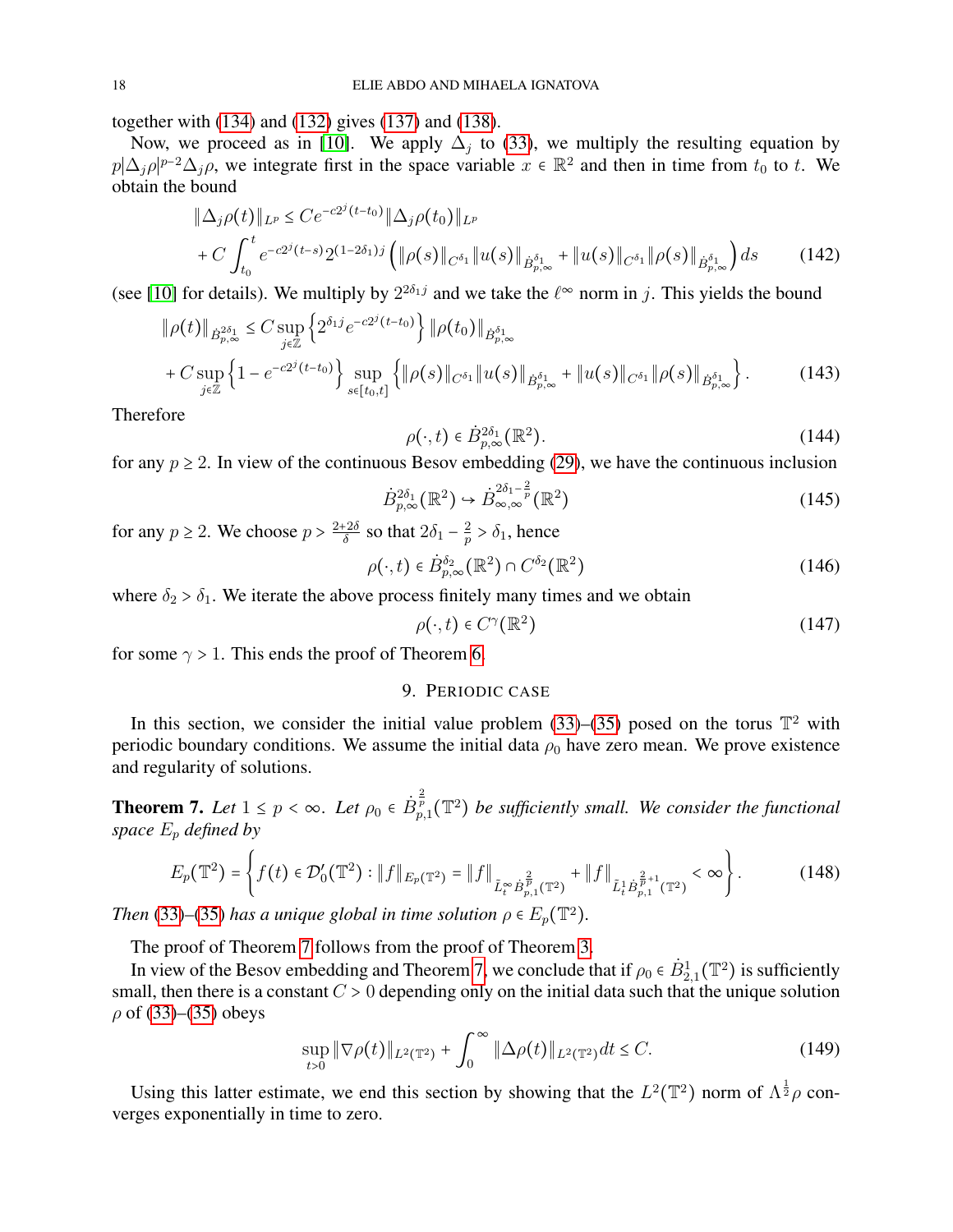together with (134) and (132) gives (137) and (138).

Now, we proceed as in [10]. We apply $\Delta_j$ to (33), we multiply the resulting equation by $p|\Delta_j \rho|^{p-2}\Delta_j \rho$, we integrate first in the space variable $x \in \mathbb{R}^2$ and then in time from $t_0$ to $t$. We obtain the bound

$$
\begin{aligned}
\|\Delta_j \rho(t)\|_{L^p} &\le C e^{-c2^j(t-t_0)} \|\Delta_j \rho(t_0)\|_{L^p} \\
&+ C\int_{t_0}^t e^{-c2^j(t-s)} 2^{(1-2\delta_1)j} \left( \|\rho(s)\|_{C^{\delta_1}} \|u(s)\|_{\dot{B}^{\delta_1}_{p,\infty}} + \|u(s)\|_{C^{\delta_1}} \|\rho(s)\|_{\dot{B}^{\delta_1}_{p,\infty}} \right) ds
\end{aligned} \tag{142}
$$

(see [10] for details). We multiply by $2^{2\delta_1 j}$ and we take the $\ell^\infty$ norm in $j$. This yields the bound

$$
\begin{aligned}
\|\rho(t)\|_{\dot{B}^{2\delta_1}_{p,\infty}} &\le C \sup_{j\in\mathbb{Z}} \left\{ 2^{\delta_1 j} e^{-c2^j(t-t_0)} \right\} \|\rho(t_0)\|_{\dot{B}^{\delta_1}_{p,\infty}} \\
&+ C \sup_{j\in\mathbb{Z}} \left\{ 1 - e^{-c2^j(t-t_0)} \right\} \sup_{s\in[t_0,t]} \left\{ \|\rho(s)\|_{C^{\delta_1}} \|u(s)\|_{\dot{B}^{\delta_1}_{p,\infty}} + \|u(s)\|_{C^{\delta_1}} \|\rho(s)\|_{\dot{B}^{\delta_1}_{p,\infty}} \right\}.
\end{aligned} \tag{143}
$$

Therefore

$$
\rho(\cdot, t) \in \dot{B}^{2\delta_1}_{p,\infty}(\mathbb{R}^2). \tag{144}
$$

for any $p \ge 2$. In view of the continuous Besov embedding (29), we have the continuous inclusion

$$
\dot{B}^{2\delta_1}_{p,\infty}(\mathbb{R}^2) \hookrightarrow \dot{B}^{2\delta_1 - \frac{2}{p}}_{\infty,\infty}(\mathbb{R}^2) \tag{145}
$$

for any $p \ge 2$. We choose $p > \frac{2+2\delta}{\delta}$ so that $2\delta_1 - \frac{2}{p} > \delta_1$, hence

$$
\rho(\cdot, t) \in \dot{B}^{\delta_2}_{p,\infty}(\mathbb{R}^2) \cap C^{\delta_2}(\mathbb{R}^2) \tag{146}
$$

where $\delta_2 > \delta_1$. We iterate the above process finitely many times and we obtain

$$
\rho(\cdot, t) \in C^\gamma(\mathbb{R}^2) \tag{147}
$$

for some $\gamma > 1$. This ends the proof of Theorem 6.

## 9. Periodic case

In this section, we consider the initial value problem (33)–(35) posed on the torus $\mathbb{T}^2$ with periodic boundary conditions. We assume the initial data $\rho_0$ have zero mean. We prove existence and regularity of solutions.

**Theorem 7.** *Let $1 \le p < \infty$. Let $\rho_0 \in \dot{B}^{\frac{2}{p}}_{p,1}(\mathbb{T}^2)$ be sufficiently small. We consider the functional space $E_p$ defined by*

$$
E_p(\mathbb{T}^2) = \left\{ f(t) \in \mathcal{D}_0'(\mathbb{T}^2) : \|f\|_{E_p(\mathbb{T}^2)} = \|f\|_{\tilde{L}^\infty_t \dot{B}^{\frac{2}{p}}_{p,1}(\mathbb{T}^2)} + \|f\|_{\tilde{L}^1_t \dot{B}^{\frac{2}{p}+1}_{p,1}(\mathbb{T}^2)} < \infty \right\}. \tag{148}
$$

*Then (33)–(35) has a unique global in time solution $\rho \in E_p(\mathbb{T}^2)$.*

The proof of Theorem 7 follows from the proof of Theorem 3.

In view of the Besov embedding and Theorem 7, we conclude that if $\rho_0 \in \dot{B}^1_{2,1}(\mathbb{T}^2)$ is sufficiently small, then there is a constant $C > 0$ depending only on the initial data such that the unique solution $\rho$ of (33)–(35) obeys

$$
\sup_{t>0} \|\nabla \rho(t)\|_{L^2(\mathbb{T}^2)} + \int_0^\infty \|\Delta \rho(t)\|_{L^2(\mathbb{T}^2)} dt \le C. \tag{149}
$$

Using this latter estimate, we end this section by showing that the $L^2(\mathbb{T}^2)$ norm of $\Lambda^{\frac{1}{2}}\rho$ converges exponentially in time to zero.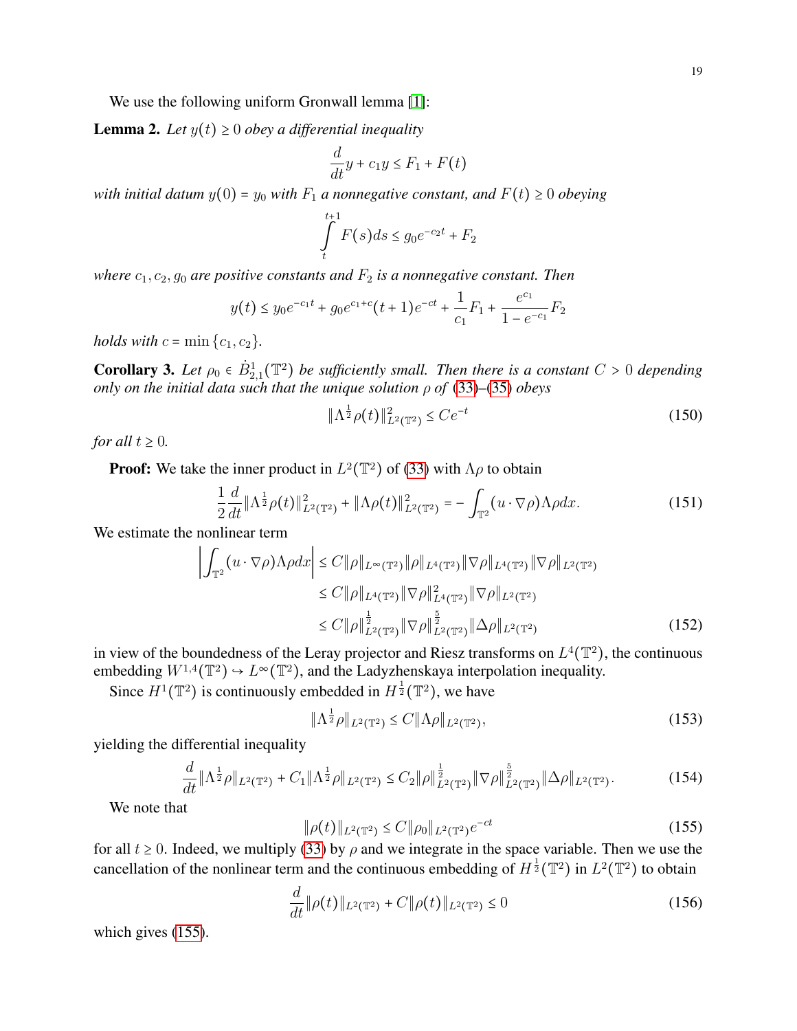We use the following uniform Gronwall lemma [1]:

**Lemma 2.** *Let $y(t) \geq 0$ obey a differential inequality*

$$\frac{d}{dt}y + c_1 y \leq F_1 + F(t)$$

*with initial datum $y(0) = y_0$ with $F_1$ a nonnegative constant, and $F(t) \geq 0$ obeying*

$$\int_t^{t+1} F(s)ds \leq g_0 e^{-c_2 t} + F_2$$

*where $c_1, c_2, g_0$ are positive constants and $F_2$ is a nonnegative constant. Then*

$$y(t) \leq y_0 e^{-c_1 t} + g_0 e^{c_1 + c}(t+1)e^{-ct} + \frac{1}{c_1}F_1 + \frac{e^{c_1}}{1 - e^{-c_1}}F_2$$

*holds with $c = \min\{c_1, c_2\}$.*

**Corollary 3.** *Let $\rho_0 \in \dot{B}^1_{2,1}(\mathbb{T}^2)$ be sufficiently small. Then there is a constant $C > 0$ depending only on the initial data such that the unique solution $\rho$ of (33)–(35) obeys*

$$\|\Lambda^{\frac{1}{2}}\rho(t)\|^2_{L^2(\mathbb{T}^2)} \leq Ce^{-t} \tag{150}$$

*for all $t \geq 0$.*

**Proof:** We take the inner product in $L^2(\mathbb{T}^2)$ of (33) with $\Lambda\rho$ to obtain

$$\frac{1}{2}\frac{d}{dt}\|\Lambda^{\frac{1}{2}}\rho(t)\|^2_{L^2(\mathbb{T}^2)} + \|\Lambda\rho(t)\|^2_{L^2(\mathbb{T}^2)} = -\int_{\mathbb{T}^2}(u\cdot\nabla\rho)\Lambda\rho dx. \tag{151}$$

We estimate the nonlinear term

$$\begin{aligned}
\left|\int_{\mathbb{T}^2}(u\cdot\nabla\rho)\Lambda\rho dx\right| &\leq C\|\rho\|_{L^\infty(\mathbb{T}^2)}\|\rho\|_{L^4(\mathbb{T}^2)}\|\nabla\rho\|_{L^4(\mathbb{T}^2)}\|\nabla\rho\|_{L^2(\mathbb{T}^2)} \\
&\leq C\|\rho\|_{L^4(\mathbb{T}^2)}\|\nabla\rho\|^2_{L^4(\mathbb{T}^2)}\|\nabla\rho\|_{L^2(\mathbb{T}^2)} \\
&\leq C\|\rho\|^{\frac{1}{2}}_{L^2(\mathbb{T}^2)}\|\nabla\rho\|^{\frac{5}{2}}_{L^2(\mathbb{T}^2)}\|\Delta\rho\|_{L^2(\mathbb{T}^2)}
\end{aligned} \tag{152}$$

in view of the boundedness of the Leray projector and Riesz transforms on $L^4(\mathbb{T}^2)$, the continuous embedding $W^{1,4}(\mathbb{T}^2) \hookrightarrow L^\infty(\mathbb{T}^2)$, and the Ladyzhenskaya interpolation inequality.

Since $H^1(\mathbb{T}^2)$ is continuously embedded in $H^{\frac{1}{2}}(\mathbb{T}^2)$, we have

$$\|\Lambda^{\frac{1}{2}}\rho\|_{L^2(\mathbb{T}^2)} \leq C\|\Lambda\rho\|_{L^2(\mathbb{T}^2)}, \tag{153}$$

yielding the differential inequality

$$\frac{d}{dt}\|\Lambda^{\frac{1}{2}}\rho\|_{L^2(\mathbb{T}^2)} + C_1\|\Lambda^{\frac{1}{2}}\rho\|_{L^2(\mathbb{T}^2)} \leq C_2\|\rho\|^{\frac{1}{2}}_{L^2(\mathbb{T}^2)}\|\nabla\rho\|^{\frac{5}{2}}_{L^2(\mathbb{T}^2)}\|\Delta\rho\|_{L^2(\mathbb{T}^2)}. \tag{154}$$

We note that

$$\|\rho(t)\|_{L^2(\mathbb{T}^2)} \leq C\|\rho_0\|_{L^2(\mathbb{T}^2)}e^{-ct} \tag{155}$$

for all $t \geq 0$. Indeed, we multiply (33) by $\rho$ and we integrate in the space variable. Then we use the cancellation of the nonlinear term and the continuous embedding of $H^{\frac{1}{2}}(\mathbb{T}^2)$ in $L^2(\mathbb{T}^2)$ to obtain

$$\frac{d}{dt}\|\rho(t)\|_{L^2(\mathbb{T}^2)} + C\|\rho(t)\|_{L^2(\mathbb{T}^2)} \leq 0 \tag{156}$$

which gives (155).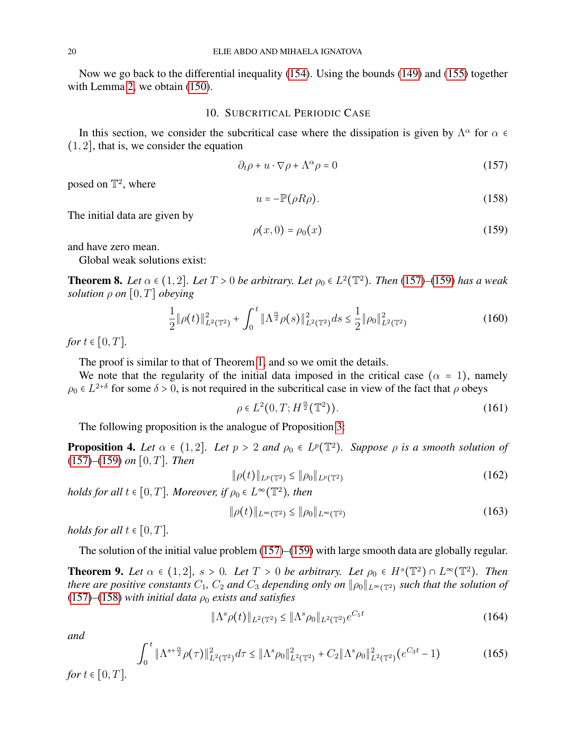Now we go back to the differential inequality (154). Using the bounds (149) and (155) together with Lemma 2, we obtain (150).

## 10. Subcritical Periodic Case

In this section, we consider the subcritical case where the dissipation is given by $\Lambda^\alpha$ for $\alpha \in (1,2]$, that is, we consider the equation

$$\partial_t \rho + u \cdot \nabla \rho + \Lambda^\alpha \rho = 0 \tag{157}$$

posed on $\mathbb{T}^2$, where

$$u = -\mathbb{P}(\rho R \rho). \tag{158}$$

The initial data are given by

$$\rho(x,0) = \rho_0(x) \tag{159}$$

and have zero mean.

Global weak solutions exist:

**Theorem 8.** *Let $\alpha \in (1,2]$. Let $T > 0$ be arbitrary. Let $\rho_0 \in L^2(\mathbb{T}^2)$. Then (157)–(159) has a weak solution $\rho$ on $[0,T]$ obeying*

$$\frac{1}{2}\|\rho(t)\|_{L^2(\mathbb{T}^2)}^2 + \int_0^t \|\Lambda^{\frac{\alpha}{2}} \rho(s)\|_{L^2(\mathbb{T}^2)}^2 ds \le \frac{1}{2}\|\rho_0\|_{L^2(\mathbb{T}^2)}^2 \tag{160}$$

*for $t \in [0,T]$.*

The proof is similar to that of Theorem 1, and so we omit the details.

We note that the regularity of the initial data imposed in the critical case ($\alpha = 1$), namely $\rho_0 \in L^{2+\delta}$ for some $\delta > 0$, is not required in the subcritical case in view of the fact that $\rho$ obeys

$$\rho \in L^2(0,T; H^{\frac{\alpha}{2}}(\mathbb{T}^2)). \tag{161}$$

The following proposition is the analogue of Proposition 3:

**Proposition 4.** *Let $\alpha \in (1,2]$. Let $p > 2$ and $\rho_0 \in L^p(\mathbb{T}^2)$. Suppose $\rho$ is a smooth solution of (157)–(159) on $[0,T]$. Then*

$$\|\rho(t)\|_{L^p(\mathbb{T}^2)} \le \|\rho_0\|_{L^p(\mathbb{T}^2)} \tag{162}$$

*holds for all $t \in [0,T]$. Moreover, if $\rho_0 \in L^\infty(\mathbb{T}^2)$, then*

$$\|\rho(t)\|_{L^\infty(\mathbb{T}^2)} \le \|\rho_0\|_{L^\infty(\mathbb{T}^2)} \tag{163}$$

*holds for all $t \in [0,T]$.*

The solution of the initial value problem (157)–(159) with large smooth data are globally regular.

**Theorem 9.** *Let $\alpha \in (1,2]$, $s > 0$. Let $T > 0$ be arbitrary. Let $\rho_0 \in H^s(\mathbb{T}^2) \cap L^\infty(\mathbb{T}^2)$. Then there are positive constants $C_1$, $C_2$ and $C_3$ depending only on $\|\rho_0\|_{L^\infty(\mathbb{T}^2)}$ such that the solution of (157)–(158) with initial data $\rho_0$ exists and satisfies*

$$\|\Lambda^s \rho(t)\|_{L^2(\mathbb{T}^2)} \le \|\Lambda^s \rho_0\|_{L^2(\mathbb{T}^2)} e^{C_1 t} \tag{164}$$

*and*

$$\int_0^t \|\Lambda^{s+\frac{\alpha}{2}} \rho(\tau)\|_{L^2(\mathbb{T}^2)}^2 d\tau \le \|\Lambda^s \rho_0\|_{L^2(\mathbb{T}^2)}^2 + C_2 \|\Lambda^s \rho_0\|_{L^2(\mathbb{T}^2)}^2 (e^{C_3 t} - 1) \tag{165}$$

*for $t \in [0,T]$.*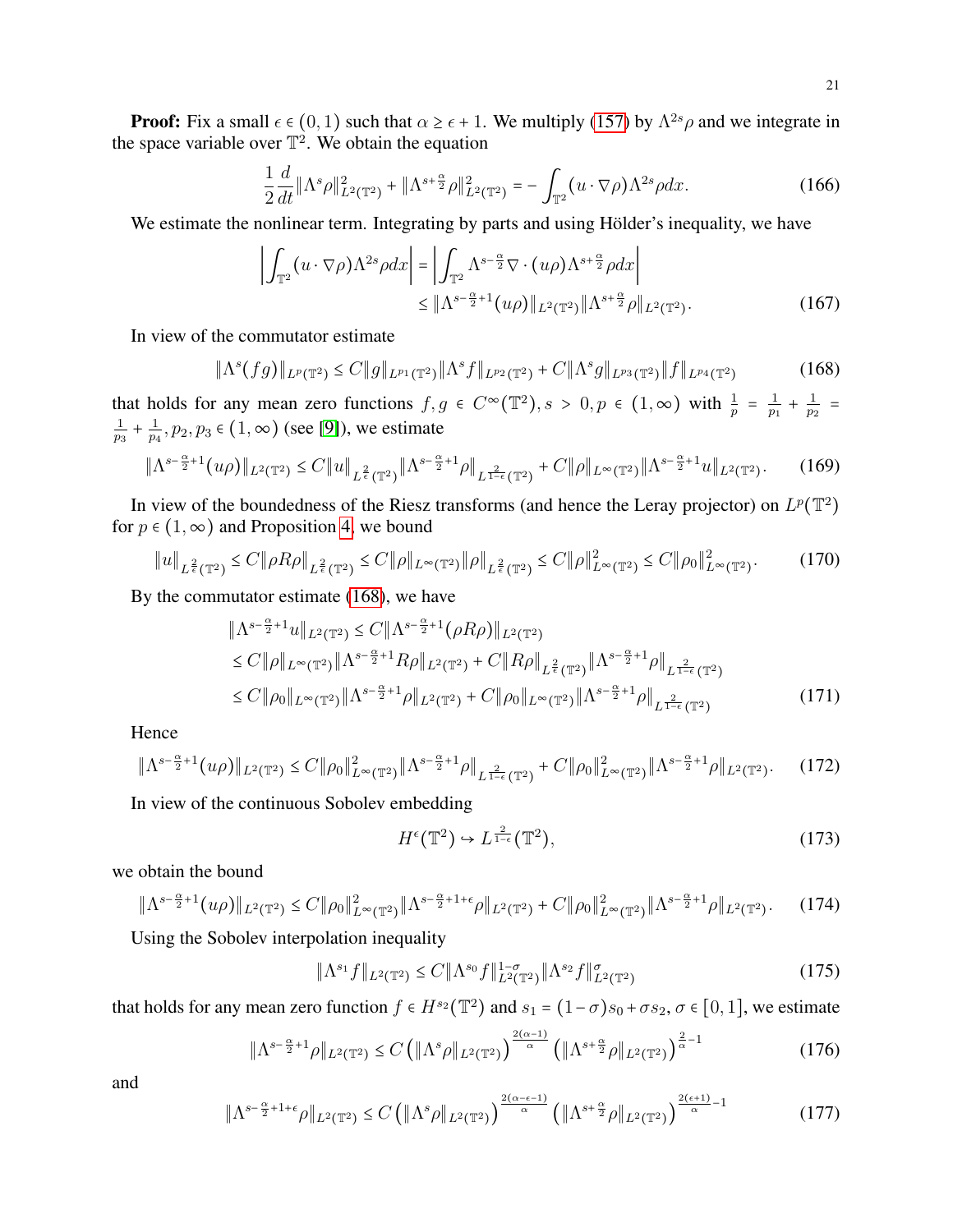**Proof:** Fix a small $\epsilon \in (0,1)$ such that $\alpha \geq \epsilon + 1$. We multiply (157) by $\Lambda^{2s}\rho$ and we integrate in the space variable over $\mathbb{T}^2$. We obtain the equation

$$\frac{1}{2}\frac{d}{dt}\|\Lambda^s \rho\|_{L^2(\mathbb{T}^2)}^2 + \|\Lambda^{s+\frac{\alpha}{2}}\rho\|_{L^2(\mathbb{T}^2)}^2 = -\int_{\mathbb{T}^2} (u\cdot\nabla\rho)\Lambda^{2s}\rho dx. \tag{166}$$

We estimate the nonlinear term. Integrating by parts and using Hölder's inequality, we have

$$\begin{aligned}\left|\int_{\mathbb{T}^2}(u\cdot\nabla\rho)\Lambda^{2s}\rho dx\right| &= \left|\int_{\mathbb{T}^2}\Lambda^{s-\frac{\alpha}{2}}\nabla\cdot(u\rho)\Lambda^{s+\frac{\alpha}{2}}\rho dx\right| \\ &\leq \|\Lambda^{s-\frac{\alpha}{2}+1}(u\rho)\|_{L^2(\mathbb{T}^2)}\|\Lambda^{s+\frac{\alpha}{2}}\rho\|_{L^2(\mathbb{T}^2)}. \end{aligned} \tag{167}$$

In view of the commutator estimate

$$\|\Lambda^s(fg)\|_{L^p(\mathbb{T}^2)} \leq C\|g\|_{L^{p_1}(\mathbb{T}^2)}\|\Lambda^s f\|_{L^{p_2}(\mathbb{T}^2)} + C\|\Lambda^s g\|_{L^{p_3}(\mathbb{T}^2)}\|f\|_{L^{p_4}(\mathbb{T}^2)} \tag{168}$$

that holds for any mean zero functions $f, g \in C^\infty(\mathbb{T}^2), s > 0, p \in (1,\infty)$ with $\frac{1}{p} = \frac{1}{p_1} + \frac{1}{p_2} = \frac{1}{p_3} + \frac{1}{p_4}, p_2, p_3 \in (1,\infty)$ (see [9]), we estimate

$$\|\Lambda^{s-\frac{\alpha}{2}+1}(u\rho)\|_{L^2(\mathbb{T}^2)} \leq C\|u\|_{L^{\frac{2}{\epsilon}}(\mathbb{T}^2)}\|\Lambda^{s-\frac{\alpha}{2}+1}\rho\|_{L^{\frac{2}{1-\epsilon}}(\mathbb{T}^2)} + C\|\rho\|_{L^\infty(\mathbb{T}^2)}\|\Lambda^{s-\frac{\alpha}{2}+1}u\|_{L^2(\mathbb{T}^2)}. \tag{169}$$

In view of the boundedness of the Riesz transforms (and hence the Leray projector) on $L^p(\mathbb{T}^2)$ for $p \in (1,\infty)$ and Proposition 4, we bound

$$\|u\|_{L^{\frac{2}{\epsilon}}(\mathbb{T}^2)} \leq C\|\rho R\rho\|_{L^{\frac{2}{\epsilon}}(\mathbb{T}^2)} \leq C\|\rho\|_{L^\infty(\mathbb{T}^2)}\|\rho\|_{L^{\frac{2}{\epsilon}}(\mathbb{T}^2)} \leq C\|\rho\|_{L^\infty(\mathbb{T}^2)}^2 \leq C\|\rho_0\|_{L^\infty(\mathbb{T}^2)}^2. \tag{170}$$

By the commutator estimate (168), we have

$$\begin{aligned}\|\Lambda^{s-\frac{\alpha}{2}+1}u\|_{L^2(\mathbb{T}^2)} &\leq C\|\Lambda^{s-\frac{\alpha}{2}+1}(\rho R\rho)\|_{L^2(\mathbb{T}^2)} \\ &\leq C\|\rho\|_{L^\infty(\mathbb{T}^2)}\|\Lambda^{s-\frac{\alpha}{2}+1}R\rho\|_{L^2(\mathbb{T}^2)} + C\|R\rho\|_{L^{\frac{2}{\epsilon}}(\mathbb{T}^2)}\|\Lambda^{s-\frac{\alpha}{2}+1}\rho\|_{L^{\frac{2}{1-\epsilon}}(\mathbb{T}^2)} \\ &\leq C\|\rho_0\|_{L^\infty(\mathbb{T}^2)}\|\Lambda^{s-\frac{\alpha}{2}+1}\rho\|_{L^2(\mathbb{T}^2)} + C\|\rho_0\|_{L^\infty(\mathbb{T}^2)}\|\Lambda^{s-\frac{\alpha}{2}+1}\rho\|_{L^{\frac{2}{1-\epsilon}}(\mathbb{T}^2)}\end{aligned} \tag{171}$$

Hence

$$\|\Lambda^{s-\frac{\alpha}{2}+1}(u\rho)\|_{L^2(\mathbb{T}^2)} \leq C\|\rho_0\|_{L^\infty(\mathbb{T}^2)}^2\|\Lambda^{s-\frac{\alpha}{2}+1}\rho\|_{L^{\frac{2}{1-\epsilon}}(\mathbb{T}^2)} + C\|\rho_0\|_{L^\infty(\mathbb{T}^2)}^2\|\Lambda^{s-\frac{\alpha}{2}+1}\rho\|_{L^2(\mathbb{T}^2)}. \tag{172}$$

In view of the continuous Sobolev embedding

$$H^\epsilon(\mathbb{T}^2) \hookrightarrow L^{\frac{2}{1-\epsilon}}(\mathbb{T}^2), \tag{173}$$

we obtain the bound

$$\|\Lambda^{s-\frac{\alpha}{2}+1}(u\rho)\|_{L^2(\mathbb{T}^2)} \leq C\|\rho_0\|_{L^\infty(\mathbb{T}^2)}^2\|\Lambda^{s-\frac{\alpha}{2}+1+\epsilon}\rho\|_{L^2(\mathbb{T}^2)} + C\|\rho_0\|_{L^\infty(\mathbb{T}^2)}^2\|\Lambda^{s-\frac{\alpha}{2}+1}\rho\|_{L^2(\mathbb{T}^2)}. \tag{174}$$

Using the Sobolev interpolation inequality

$$\|\Lambda^{s_1}f\|_{L^2(\mathbb{T}^2)} \leq C\|\Lambda^{s_0}f\|_{L^2(\mathbb{T}^2)}^{1-\sigma}\|\Lambda^{s_2}f\|_{L^2(\mathbb{T}^2)}^{\sigma} \tag{175}$$

that holds for any mean zero function $f \in H^{s_2}(\mathbb{T}^2)$ and $s_1 = (1-\sigma)s_0 + \sigma s_2$, $\sigma \in [0,1]$, we estimate

$$\|\Lambda^{s-\frac{\alpha}{2}+1}\rho\|_{L^2(\mathbb{T}^2)} \leq C\left(\|\Lambda^s\rho\|_{L^2(\mathbb{T}^2)}\right)^{\frac{2(\alpha-1)}{\alpha}}\left(\|\Lambda^{s+\frac{\alpha}{2}}\rho\|_{L^2(\mathbb{T}^2)}\right)^{\frac{2}{\alpha}-1} \tag{176}$$

and

$$\|\Lambda^{s-\frac{\alpha}{2}+1+\epsilon}\rho\|_{L^2(\mathbb{T}^2)} \leq C\left(\|\Lambda^s\rho\|_{L^2(\mathbb{T}^2)}\right)^{\frac{2(\alpha-\epsilon-1)}{\alpha}}\left(\|\Lambda^{s+\frac{\alpha}{2}}\rho\|_{L^2(\mathbb{T}^2)}\right)^{\frac{2(\epsilon+1)}{\alpha}-1} \tag{177}$$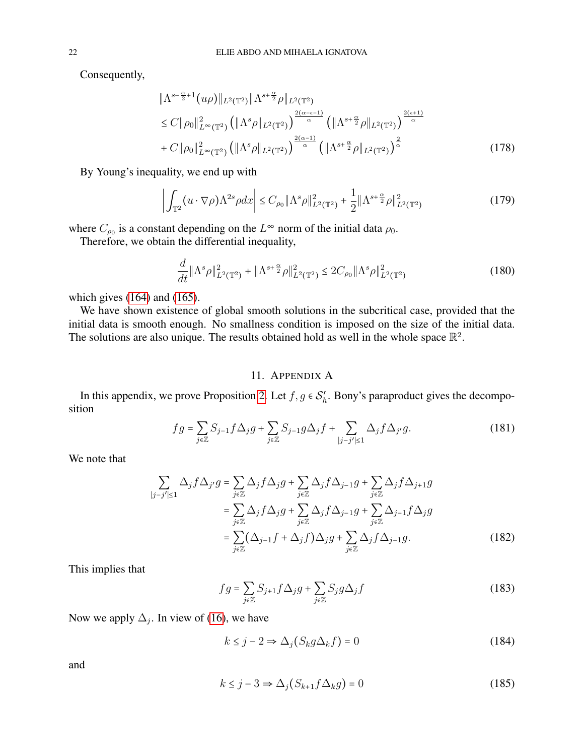Consequently,

$$
\begin{aligned}
&\|\Lambda^{s-\frac{\alpha}{2}+1}(u\rho)\|_{L^2(\mathbb{T}^2)}\|\Lambda^{s+\frac{\alpha}{2}}\rho\|_{L^2(\mathbb{T}^2)} \\
&\le C\|\rho_0\|_{L^\infty(\mathbb{T}^2)}^2 \left(\|\Lambda^s\rho\|_{L^2(\mathbb{T}^2)}\right)^{\frac{2(\alpha-\epsilon-1)}{\alpha}} \left(\|\Lambda^{s+\frac{\alpha}{2}}\rho\|_{L^2(\mathbb{T}^2)}\right)^{\frac{2(\epsilon+1)}{\alpha}} \\
&+ C\|\rho_0\|_{L^\infty(\mathbb{T}^2)}^2 \left(\|\Lambda^s\rho\|_{L^2(\mathbb{T}^2)}\right)^{\frac{2(\alpha-1)}{\alpha}} \left(\|\Lambda^{s+\frac{\alpha}{2}}\rho\|_{L^2(\mathbb{T}^2)}\right)^{\frac{2}{\alpha}}
\end{aligned} \tag{178}
$$

By Young's inequality, we end up with

$$
\left|\int_{\mathbb{T}^2}(u\cdot\nabla\rho)\Lambda^{2s}\rho dx\right| \le C_{\rho_0}\|\Lambda^s\rho\|_{L^2(\mathbb{T}^2)}^2 + \frac{1}{2}\|\Lambda^{s+\frac{\alpha}{2}}\rho\|_{L^2(\mathbb{T}^2)}^2 \tag{179}
$$

where $C_{\rho_0}$ is a constant depending on the $L^\infty$ norm of the initial data $\rho_0$.

Therefore, we obtain the differential inequality,

$$
\frac{d}{dt}\|\Lambda^s\rho\|_{L^2(\mathbb{T}^2)}^2 + \|\Lambda^{s+\frac{\alpha}{2}}\rho\|_{L^2(\mathbb{T}^2)}^2 \le 2C_{\rho_0}\|\Lambda^s\rho\|_{L^2(\mathbb{T}^2)}^2 \tag{180}
$$

which gives (164) and (165).

We have shown existence of global smooth solutions in the subcritical case, provided that the initial data is smooth enough. No smallness condition is imposed on the size of the initial data. The solutions are also unique. The results obtained hold as well in the whole space $\mathbb{R}^2$.

## 11. Appendix A

In this appendix, we prove Proposition 2. Let $f,g\in\mathcal{S}_h'$. Bony's paraproduct gives the decomposition

$$
fg = \sum_{j\in\mathbb{Z}} S_{j-1}f\Delta_j g + \sum_{j\in\mathbb{Z}} S_{j-1}g\Delta_j f + \sum_{|j-j'|\le 1}\Delta_j f\Delta_{j'}g. \tag{181}
$$

We note that

$$
\begin{aligned}
\sum_{|j-j'|\le 1}\Delta_j f\Delta_{j'}g &= \sum_{j\in\mathbb{Z}}\Delta_j f\Delta_j g + \sum_{j\in\mathbb{Z}}\Delta_j f\Delta_{j-1}g + \sum_{j\in\mathbb{Z}}\Delta_j f\Delta_{j+1}g \\
&= \sum_{j\in\mathbb{Z}}\Delta_j f\Delta_j g + \sum_{j\in\mathbb{Z}}\Delta_j f\Delta_{j-1}g + \sum_{j\in\mathbb{Z}}\Delta_{j-1} f\Delta_j g \\
&= \sum_{j\in\mathbb{Z}}(\Delta_{j-1}f + \Delta_j f)\Delta_j g + \sum_{j\in\mathbb{Z}}\Delta_j f\Delta_{j-1}g.
\end{aligned} \tag{182}
$$

This implies that

$$
fg = \sum_{j\in\mathbb{Z}} S_{j+1}f\Delta_j g + \sum_{j\in\mathbb{Z}} S_j g\Delta_j f \tag{183}
$$

Now we apply $\Delta_j$. In view of (16), we have

$$
k\le j-2 \Rightarrow \Delta_j(S_k g\Delta_k f) = 0 \tag{184}
$$

and

$$
k\le j-3 \Rightarrow \Delta_j(S_{k+1} f\Delta_k g) = 0 \tag{185}
$$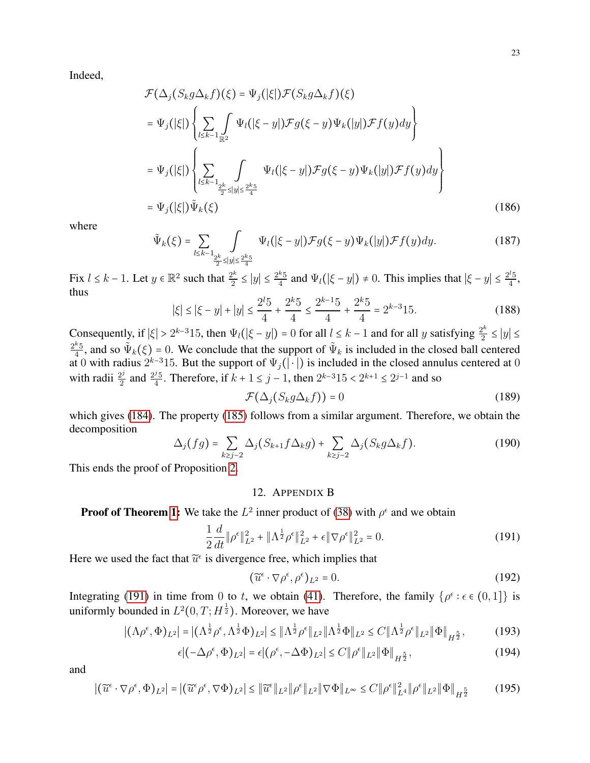Indeed,

$$
\begin{aligned}
\mathcal{F}(\Delta_j(S_k g \Delta_k f)(\xi) &= \Psi_j(|\xi|)\mathcal{F}(S_k g \Delta_k f)(\xi) \\
&= \Psi_j(|\xi|)\left\{ \sum_{l \le k-1} \int_{\mathbb{R}^2} \Psi_l(|\xi - y|)\mathcal{F}g(\xi - y)\Psi_k(|y|)\mathcal{F}f(y)dy \right\} \\
&= \Psi_j(|\xi|)\left\{ \sum_{l \le k-1} \int_{\frac{2^k}{2} \le |y| \le \frac{2^k 5}{4}} \Psi_l(|\xi - y|)\mathcal{F}g(\xi - y)\Psi_k(|y|)\mathcal{F}f(y)dy \right\} \\
&= \Psi_j(|\xi|)\tilde{\Psi}_k(\xi)
\end{aligned} \tag{186}
$$

where

$$
\tilde{\Psi}_k(\xi) = \sum_{l \le k-1} \int_{\frac{2^k}{2} \le |y| \le \frac{2^k 5}{4}} \Psi_l(|\xi - y|)\mathcal{F}g(\xi - y)\Psi_k(|y|)\mathcal{F}f(y)dy. \tag{187}
$$

Fix $l \le k-1$. Let $y \in \mathbb{R}^2$ such that $\frac{2^k}{2} \le |y| \le \frac{2^k 5}{4}$ and $\Psi_l(|\xi - y|) \neq 0$. This implies that $|\xi - y| \le \frac{2^l 5}{4}$, thus

$$
|\xi| \le |\xi - y| + |y| \le \frac{2^l 5}{4} + \frac{2^k 5}{4} \le \frac{2^{k-1} 5}{4} + \frac{2^k 5}{4} = 2^{k-3} 15. \tag{188}
$$

Consequently, if $|\xi| > 2^{k-3}15$, then $\Psi_l(|\xi - y|) = 0$ for all $l \le k-1$ and for all $y$ satisfying $\frac{2^k}{2} \le |y| \le \frac{2^k 5}{4}$, and so $\tilde{\Psi}_k(\xi) = 0$. We conclude that the support of $\tilde{\Psi}_k$ is included in the closed ball centered at 0 with radius $2^{k-3}15$. But the support of $\Psi_j(|\cdot|)$ is included in the closed annulus centered at 0 with radii $\frac{2^j}{2}$ and $\frac{2^j 5}{4}$. Therefore, if $k+1 \le j-1$, then $2^{k-3}15 < 2^{k+1} \le 2^{j-1}$ and so

$$
\mathcal{F}(\Delta_j(S_k g \Delta_k f)) = 0 \tag{189}
$$

which gives (184). The property (185) follows from a similar argument. Therefore, we obtain the decomposition

$$
\Delta_j(fg) = \sum_{k \ge j-2} \Delta_j(S_{k+1} f \Delta_k g) + \sum_{k \ge j-2} \Delta_j(S_k g \Delta_k f). \tag{190}
$$

This ends the proof of Proposition 2.

## 12. Appendix B

**Proof of Theorem 1:** We take the $L^2$ inner product of (38) with $\rho^\epsilon$ and we obtain

$$
\frac{1}{2}\frac{d}{dt}\|\rho^\epsilon\|_{L^2}^2 + \|\Lambda^{\frac{1}{2}}\rho^\epsilon\|_{L^2}^2 + \epsilon\|\nabla\rho^\epsilon\|_{L^2}^2 = 0. \tag{191}
$$

Here we used the fact that $\widetilde{u}^\epsilon$ is divergence free, which implies that

$$
(\widetilde{u}^\epsilon \cdot \nabla\rho^\epsilon, \rho^\epsilon)_{L^2} = 0. \tag{192}
$$

Integrating (191) in time from 0 to $t$, we obtain (41). Therefore, the family $\{\rho^\epsilon : \epsilon \in (0,1]\}$ is uniformly bounded in $L^2(0,T; H^{\frac{1}{2}})$. Moreover, we have

$$
|(\Lambda\rho^\epsilon, \Phi)_{L^2}| = |(\Lambda^{\frac{1}{2}}\rho^\epsilon, \Lambda^{\frac{1}{2}}\Phi)_{L^2}| \le \|\Lambda^{\frac{1}{2}}\rho^\epsilon\|_{L^2}\|\Lambda^{\frac{1}{2}}\Phi\|_{L^2} \le C\|\Lambda^{\frac{1}{2}}\rho^\epsilon\|_{L^2}\|\Phi\|_{H^{\frac{5}{2}}}, \tag{193}
$$

$$
\epsilon|(-\Delta\rho^\epsilon, \Phi)_{L^2}| = \epsilon|(\rho^\epsilon, -\Delta\Phi)_{L^2}| \le C\|\rho^\epsilon\|_{L^2}\|\Phi\|_{H^{\frac{5}{2}}}, \tag{194}
$$

and

$$
|(\widetilde{u}^\epsilon \cdot \nabla\rho^\epsilon, \Phi)_{L^2}| = |(\widetilde{u}^\epsilon\rho^\epsilon, \nabla\Phi)_{L^2}| \le \|\widetilde{u}^\epsilon\|_{L^2}\|\rho^\epsilon\|_{L^2}\|\nabla\Phi\|_{L^\infty} \le C\|\rho^\epsilon\|_{L^4}^2\|\rho^\epsilon\|_{L^2}\|\Phi\|_{H^{\frac{5}{2}}} \tag{195}
$$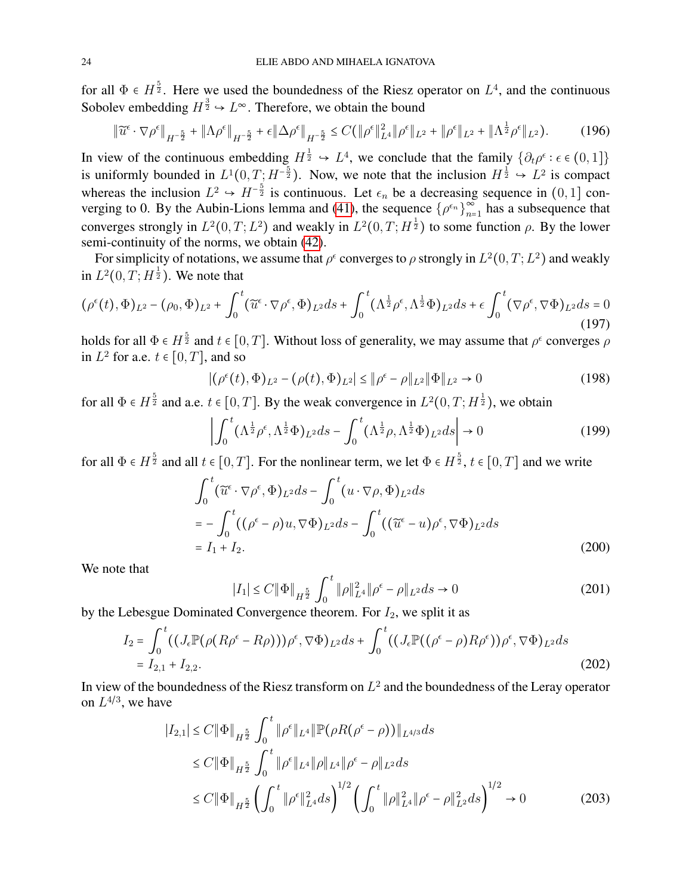for all $\Phi \in H^{\frac{5}{2}}$. Here we used the boundedness of the Riesz operator on $L^4$, and the continuous Sobolev embedding $H^{\frac{3}{2}} \hookrightarrow L^\infty$. Therefore, we obtain the bound

$$\|\widetilde{u}^\epsilon \cdot \nabla \rho^\epsilon\|_{H^{-\frac{5}{2}}} + \|\Lambda \rho^\epsilon\|_{H^{-\frac{5}{2}}} + \epsilon \|\Delta \rho^\epsilon\|_{H^{-\frac{5}{2}}} \le C(\|\rho^\epsilon\|_{L^4}^2 \|\rho^\epsilon\|_{L^2} + \|\rho^\epsilon\|_{L^2} + \|\Lambda^{\frac{1}{2}} \rho^\epsilon\|_{L^2}). \tag{196}$$

In view of the continuous embedding $H^{\frac{1}{2}} \hookrightarrow L^4$, we conclude that the family $\{\partial_t \rho^\epsilon : \epsilon \in (0,1]\}$ is uniformly bounded in $L^1(0,T; H^{-\frac{5}{2}})$. Now, we note that the inclusion $H^{\frac{1}{2}} \hookrightarrow L^2$ is compact whereas the inclusion $L^2 \hookrightarrow H^{-\frac{5}{2}}$ is continuous. Let $\epsilon_n$ be a decreasing sequence in $(0,1]$ converging to 0. By the Aubin-Lions lemma and (41), the sequence $\{\rho^{\epsilon_n}\}_{n=1}^\infty$ has a subsequence that converges strongly in $L^2(0,T;L^2)$ and weakly in $L^2(0,T;H^{\frac{1}{2}})$ to some function $\rho$. By the lower semi-continuity of the norms, we obtain (42).

For simplicity of notations, we assume that $\rho^\epsilon$ converges to $\rho$ strongly in $L^2(0,T;L^2)$ and weakly in $L^2(0,T;H^{\frac{1}{2}})$. We note that

$$(\rho^\epsilon(t), \Phi)_{L^2} - (\rho_0, \Phi)_{L^2} + \int_0^t (\widetilde{u}^\epsilon \cdot \nabla \rho^\epsilon, \Phi)_{L^2} ds + \int_0^t (\Lambda^{\frac{1}{2}} \rho^\epsilon, \Lambda^{\frac{1}{2}} \Phi)_{L^2} ds + \epsilon \int_0^t (\nabla \rho^\epsilon, \nabla \Phi)_{L^2} ds = 0 \tag{197}$$

holds for all $\Phi \in H^{\frac{5}{2}}$ and $t \in [0,T]$. Without loss of generality, we may assume that $\rho^\epsilon$ converges $\rho$ in $L^2$ for a.e. $t \in [0,T]$, and so

$$|(\rho^\epsilon(t), \Phi)_{L^2} - (\rho(t), \Phi)_{L^2}| \le \|\rho^\epsilon - \rho\|_{L^2} \|\Phi\|_{L^2} \to 0 \tag{198}$$

for all $\Phi \in H^{\frac{5}{2}}$ and a.e. $t \in [0,T]$. By the weak convergence in $L^2(0,T;H^{\frac{1}{2}})$, we obtain

$$\left| \int_0^t (\Lambda^{\frac{1}{2}} \rho^\epsilon, \Lambda^{\frac{1}{2}} \Phi)_{L^2} ds - \int_0^t (\Lambda^{\frac{1}{2}} \rho, \Lambda^{\frac{1}{2}} \Phi)_{L^2} ds \right| \to 0 \tag{199}$$

for all $\Phi \in H^{\frac{5}{2}}$ and all $t \in [0,T]$. For the nonlinear term, we let $\Phi \in H^{\frac{5}{2}}$, $t \in [0,T]$ and we write

$$\begin{aligned}
&\int_0^t (\widetilde{u}^\epsilon \cdot \nabla \rho^\epsilon, \Phi)_{L^2} ds - \int_0^t (u \cdot \nabla \rho, \Phi)_{L^2} ds \\
&= - \int_0^t ((\rho^\epsilon - \rho) u, \nabla \Phi)_{L^2} ds - \int_0^t ((\widetilde{u}^\epsilon - u) \rho^\epsilon, \nabla \Phi)_{L^2} ds \\
&= I_1 + I_2.
\end{aligned} \tag{200}$$

We note that

$$|I_1| \le C \|\Phi\|_{H^{\frac{5}{2}}} \int_0^t \|\rho\|_{L^4}^2 \|\rho^\epsilon - \rho\|_{L^2} ds \to 0 \tag{201}$$

by the Lebesgue Dominated Convergence theorem. For $I_2$, we split it as

$$\begin{aligned}
I_2 &= \int_0^t ((J_\epsilon \mathbb{P}(\rho(R\rho^\epsilon - R\rho))) \rho^\epsilon, \nabla \Phi)_{L^2} ds + \int_0^t ((J_\epsilon \mathbb{P}((\rho^\epsilon - \rho) R\rho^\epsilon)) \rho^\epsilon, \nabla \Phi)_{L^2} ds \\
&= I_{2,1} + I_{2,2}.
\end{aligned} \tag{202}$$

In view of the boundedness of the Riesz transform on $L^2$ and the boundedness of the Leray operator on $L^{4/3}$, we have

$$\begin{aligned}
|I_{2,1}| &\le C \|\Phi\|_{H^{\frac{5}{2}}} \int_0^t \|\rho^\epsilon\|_{L^4} \|\mathbb{P}(\rho R(\rho^\epsilon - \rho))\|_{L^{4/3}} ds \\
&\le C \|\Phi\|_{H^{\frac{5}{2}}} \int_0^t \|\rho^\epsilon\|_{L^4} \|\rho\|_{L^4} \|\rho^\epsilon - \rho\|_{L^2} ds \\
&\le C \|\Phi\|_{H^{\frac{5}{2}}} \left( \int_0^t \|\rho^\epsilon\|_{L^4}^2 ds \right)^{1/2} \left( \int_0^t \|\rho\|_{L^4}^2 \|\rho^\epsilon - \rho\|_{L^2}^2 ds \right)^{1/2} \to 0
\end{aligned} \tag{203}$$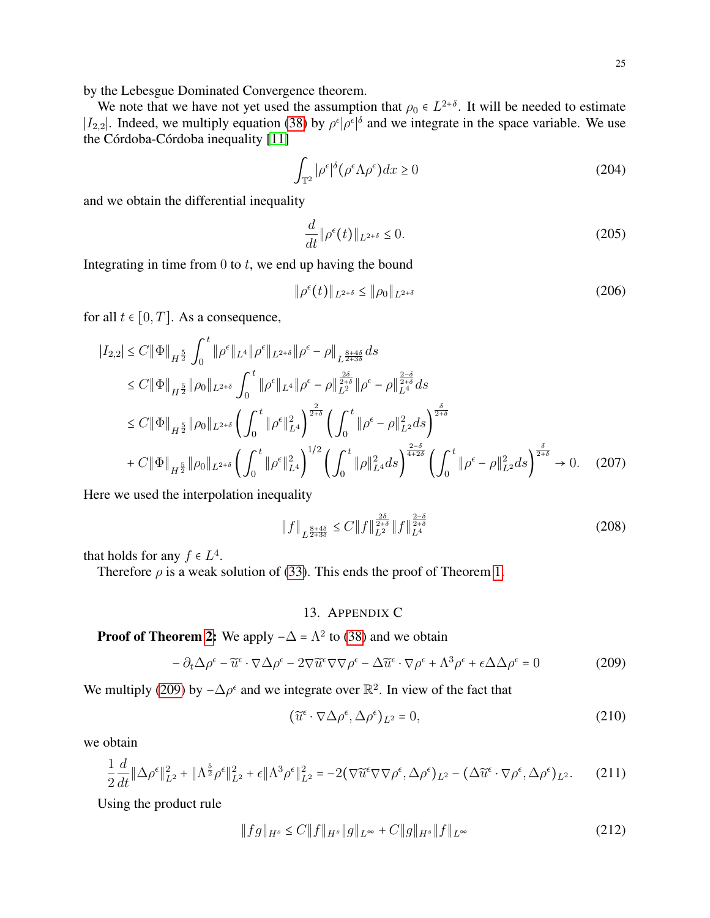by the Lebesgue Dominated Convergence theorem.

We note that we have not yet used the assumption that $\rho_0 \in L^{2+\delta}$. It will be needed to estimate $|I_{2,2}|$. Indeed, we multiply equation (38) by $\rho^\epsilon|\rho^\epsilon|^\delta$ and we integrate in the space variable. We use the Córdoba-Córdoba inequality [11]

$$\int_{\mathbb{T}^2} |\rho^\epsilon|^\delta (\rho^\epsilon \Lambda \rho^\epsilon) dx \geq 0 \tag{204}$$

and we obtain the differential inequality

$$\frac{d}{dt}\|\rho^\epsilon(t)\|_{L^{2+\delta}} \leq 0. \tag{205}$$

Integrating in time from $0$ to $t$, we end up having the bound

$$\|\rho^\epsilon(t)\|_{L^{2+\delta}} \leq \|\rho_0\|_{L^{2+\delta}} \tag{206}$$

for all $t \in [0,T]$. As a consequence,

$$\begin{aligned}
|I_{2,2}| &\leq C\|\Phi\|_{H^{\frac{5}{2}}} \int_0^t \|\rho^\epsilon\|_{L^4}\|\rho^\epsilon\|_{L^{2+\delta}}\|\rho^\epsilon - \rho\|_{L^{\frac{8+4\delta}{2+3\delta}}} ds \\
&\leq C\|\Phi\|_{H^{\frac{5}{2}}}\|\rho_0\|_{L^{2+\delta}} \int_0^t \|\rho^\epsilon\|_{L^4}\|\rho^\epsilon - \rho\|_{L^2}^{\frac{2\delta}{2+\delta}}\|\rho^\epsilon - \rho\|_{L^4}^{\frac{2-\delta}{2+\delta}} ds \\
&\leq C\|\Phi\|_{H^{\frac{5}{2}}}\|\rho_0\|_{L^{2+\delta}} \left(\int_0^t \|\rho^\epsilon\|_{L^4}^2\right)^{\frac{2}{2+\delta}} \left(\int_0^t \|\rho^\epsilon - \rho\|_{L^2}^2 ds\right)^{\frac{\delta}{2+\delta}} \\
&+ C\|\Phi\|_{H^{\frac{5}{2}}}\|\rho_0\|_{L^{2+\delta}} \left(\int_0^t \|\rho^\epsilon\|_{L^4}^2\right)^{1/2} \left(\int_0^t \|\rho\|_{L^4}^2 ds\right)^{\frac{2-\delta}{4+2\delta}} \left(\int_0^t \|\rho^\epsilon - \rho\|_{L^2}^2 ds\right)^{\frac{\delta}{2+\delta}} \to 0.
\end{aligned} \tag{207}$$

Here we used the interpolation inequality

$$\|f\|_{L^{\frac{8+4\delta}{2+3\delta}}} \leq C\|f\|_{L^2}^{\frac{2\delta}{2+\delta}}\|f\|_{L^4}^{\frac{2-\delta}{2+\delta}} \tag{208}$$

that holds for any $f \in L^4$.

Therefore $\rho$ is a weak solution of (33). This ends the proof of Theorem 1.

## 13. Appendix C

**Proof of Theorem 2:** We apply $-\Delta = \Lambda^2$ to (38) and we obtain

$$-\partial_t \Delta\rho^\epsilon - \widetilde{u}^\epsilon \cdot \nabla\Delta\rho^\epsilon - 2\nabla\widetilde{u}^\epsilon\nabla\nabla\rho^\epsilon - \Delta\widetilde{u}^\epsilon \cdot \nabla\rho^\epsilon + \Lambda^3\rho^\epsilon + \epsilon\Delta\Delta\rho^\epsilon = 0 \tag{209}$$

We multiply (209) by $-\Delta\rho^\epsilon$ and we integrate over $\mathbb{R}^2$. In view of the fact that

$$(\widetilde{u}^\epsilon \cdot \nabla\Delta\rho^\epsilon, \Delta\rho^\epsilon)_{L^2} = 0, \tag{210}$$

we obtain

$$\frac{1}{2}\frac{d}{dt}\|\Delta\rho^\epsilon\|_{L^2}^2 + \|\Lambda^{\frac{5}{2}}\rho^\epsilon\|_{L^2}^2 + \epsilon\|\Lambda^3\rho^\epsilon\|_{L^2}^2 = -2(\nabla\widetilde{u}^\epsilon\nabla\nabla\rho^\epsilon, \Delta\rho^\epsilon)_{L^2} - (\Delta\widetilde{u}^\epsilon \cdot \nabla\rho^\epsilon, \Delta\rho^\epsilon)_{L^2}. \tag{211}$$

Using the product rule

$$\|fg\|_{H^s} \leq C\|f\|_{H^s}\|g\|_{L^\infty} + C\|g\|_{H^s}\|f\|_{L^\infty} \tag{212}$$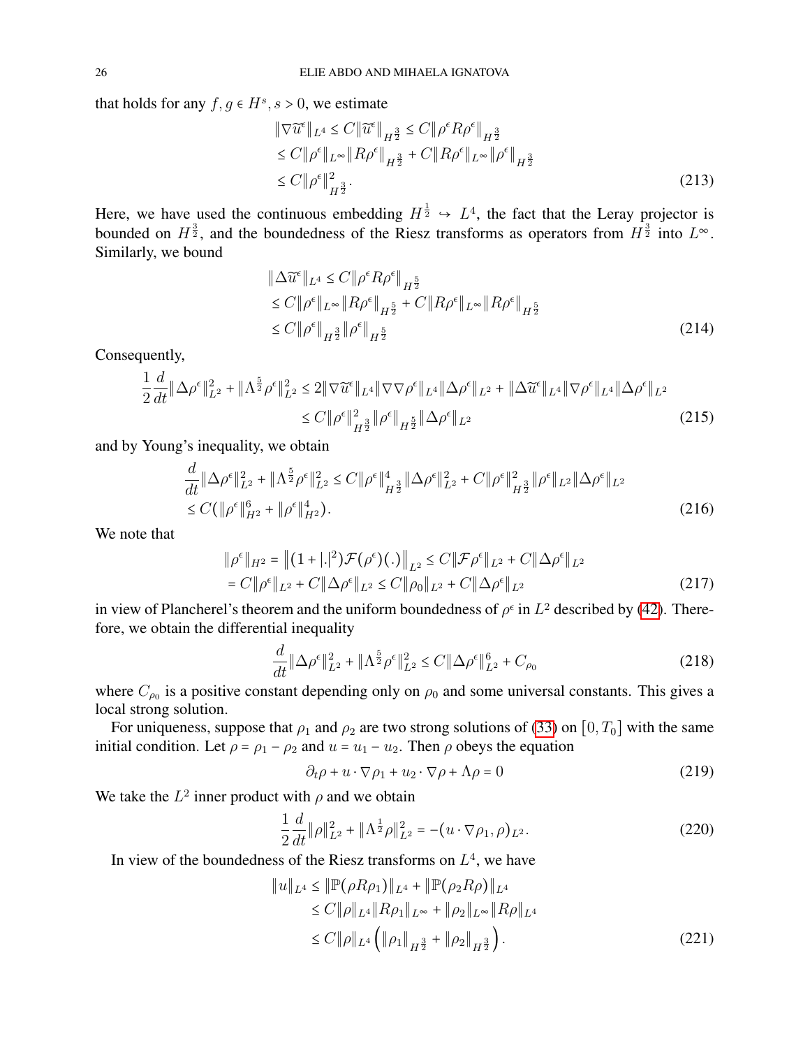that holds for any $f, g \in H^s, s > 0$, we estimate

$$
\begin{aligned}
\|\nabla \widetilde{u}^\epsilon\|_{L^4} &\le C\|\widetilde{u}^\epsilon\|_{H^{\frac{3}{2}}} \le C\|\rho^\epsilon R\rho^\epsilon\|_{H^{\frac{3}{2}}} \\
&\le C\|\rho^\epsilon\|_{L^\infty}\|R\rho^\epsilon\|_{H^{\frac{3}{2}}} + C\|R\rho^\epsilon\|_{L^\infty}\|\rho^\epsilon\|_{H^{\frac{3}{2}}} \\
&\le C\|\rho^\epsilon\|^2_{H^{\frac{3}{2}}}.
\end{aligned} \tag{213}
$$

Here, we have used the continuous embedding $H^{\frac{1}{2}} \hookrightarrow L^4$, the fact that the Leray projector is bounded on $H^{\frac{3}{2}}$, and the boundedness of the Riesz transforms as operators from $H^{\frac{3}{2}}$ into $L^\infty$. Similarly, we bound

$$
\begin{aligned}
\|\Delta \widetilde{u}^\epsilon\|_{L^4} &\le C\|\rho^\epsilon R\rho^\epsilon\|_{H^{\frac{5}{2}}} \\
&\le C\|\rho^\epsilon\|_{L^\infty}\|R\rho^\epsilon\|_{H^{\frac{5}{2}}} + C\|R\rho^\epsilon\|_{L^\infty}\|R\rho^\epsilon\|_{H^{\frac{5}{2}}} \\
&\le C\|\rho^\epsilon\|_{H^{\frac{3}{2}}}\|\rho^\epsilon\|_{H^{\frac{5}{2}}}
\end{aligned} \tag{214}
$$

Consequently,

$$
\begin{aligned}
\frac{1}{2}\frac{d}{dt}\|\Delta\rho^\epsilon\|^2_{L^2} + \|\Lambda^{\frac{5}{2}}\rho^\epsilon\|^2_{L^2} &\le 2\|\nabla\widetilde{u}^\epsilon\|_{L^4}\|\nabla\nabla\rho^\epsilon\|_{L^4}\|\Delta\rho^\epsilon\|_{L^2} + \|\Delta\widetilde{u}^\epsilon\|_{L^4}\|\nabla\rho^\epsilon\|_{L^4}\|\Delta\rho^\epsilon\|_{L^2} \\
&\le C\|\rho^\epsilon\|^2_{H^{\frac{3}{2}}}\|\rho^\epsilon\|_{H^{\frac{5}{2}}}\|\Delta\rho^\epsilon\|_{L^2}
\end{aligned} \tag{215}
$$

and by Young's inequality, we obtain

$$
\begin{aligned}
&\frac{d}{dt}\|\Delta\rho^\epsilon\|^2_{L^2} + \|\Lambda^{\frac{5}{2}}\rho^\epsilon\|^2_{L^2} \le C\|\rho^\epsilon\|^4_{H^{\frac{3}{2}}}\|\Delta\rho^\epsilon\|^2_{L^2} + C\|\rho^\epsilon\|^2_{H^{\frac{3}{2}}}\|\rho^\epsilon\|_{L^2}\|\Delta\rho^\epsilon\|_{L^2} \\
&\le C(\|\rho^\epsilon\|^6_{H^2} + \|\rho^\epsilon\|^4_{H^2}).
\end{aligned} \tag{216}
$$

We note that

$$
\begin{aligned}
\|\rho^\epsilon\|_{H^2} &= \left\|(1+|.|^2)\mathcal{F}(\rho^\epsilon)(.)\right\|_{L^2} \le C\|\mathcal{F}\rho^\epsilon\|_{L^2} + C\|\Delta\rho^\epsilon\|_{L^2} \\
&= C\|\rho^\epsilon\|_{L^2} + C\|\Delta\rho^\epsilon\|_{L^2} \le C\|\rho_0\|_{L^2} + C\|\Delta\rho^\epsilon\|_{L^2}
\end{aligned} \tag{217}
$$

in view of Plancherel's theorem and the uniform boundedness of $\rho^\epsilon$ in $L^2$ described by (42). Therefore, we obtain the differential inequality

$$
\frac{d}{dt}\|\Delta\rho^\epsilon\|^2_{L^2} + \|\Lambda^{\frac{5}{2}}\rho^\epsilon\|^2_{L^2} \le C\|\Delta\rho^\epsilon\|^6_{L^2} + C_{\rho_0} \tag{218}
$$

where $C_{\rho_0}$ is a positive constant depending only on $\rho_0$ and some universal constants. This gives a local strong solution.

For uniqueness, suppose that $\rho_1$ and $\rho_2$ are two strong solutions of (33) on $[0, T_0]$ with the same initial condition. Let $\rho = \rho_1 - \rho_2$ and $u = u_1 - u_2$. Then $\rho$ obeys the equation

$$
\partial_t\rho + u\cdot\nabla\rho_1 + u_2\cdot\nabla\rho + \Lambda\rho = 0 \tag{219}
$$

We take the $L^2$ inner product with $\rho$ and we obtain

$$
\frac{1}{2}\frac{d}{dt}\|\rho\|^2_{L^2} + \|\Lambda^{\frac{1}{2}}\rho\|^2_{L^2} = -(u\cdot\nabla\rho_1, \rho)_{L^2}. \tag{220}
$$

In view of the boundedness of the Riesz transforms on $L^4$, we have

$$
\begin{aligned}
\|u\|_{L^4} &\le \|\mathbb{P}(\rho R\rho_1)\|_{L^4} + \|\mathbb{P}(\rho_2 R\rho)\|_{L^4} \\
&\le C\|\rho\|_{L^4}\|R\rho_1\|_{L^\infty} + \|\rho_2\|_{L^\infty}\|R\rho\|_{L^4} \\
&\le C\|\rho\|_{L^4}\left(\|\rho_1\|_{H^{\frac{3}{2}}} + \|\rho_2\|_{H^{\frac{3}{2}}}\right).
\end{aligned} \tag{221}
$$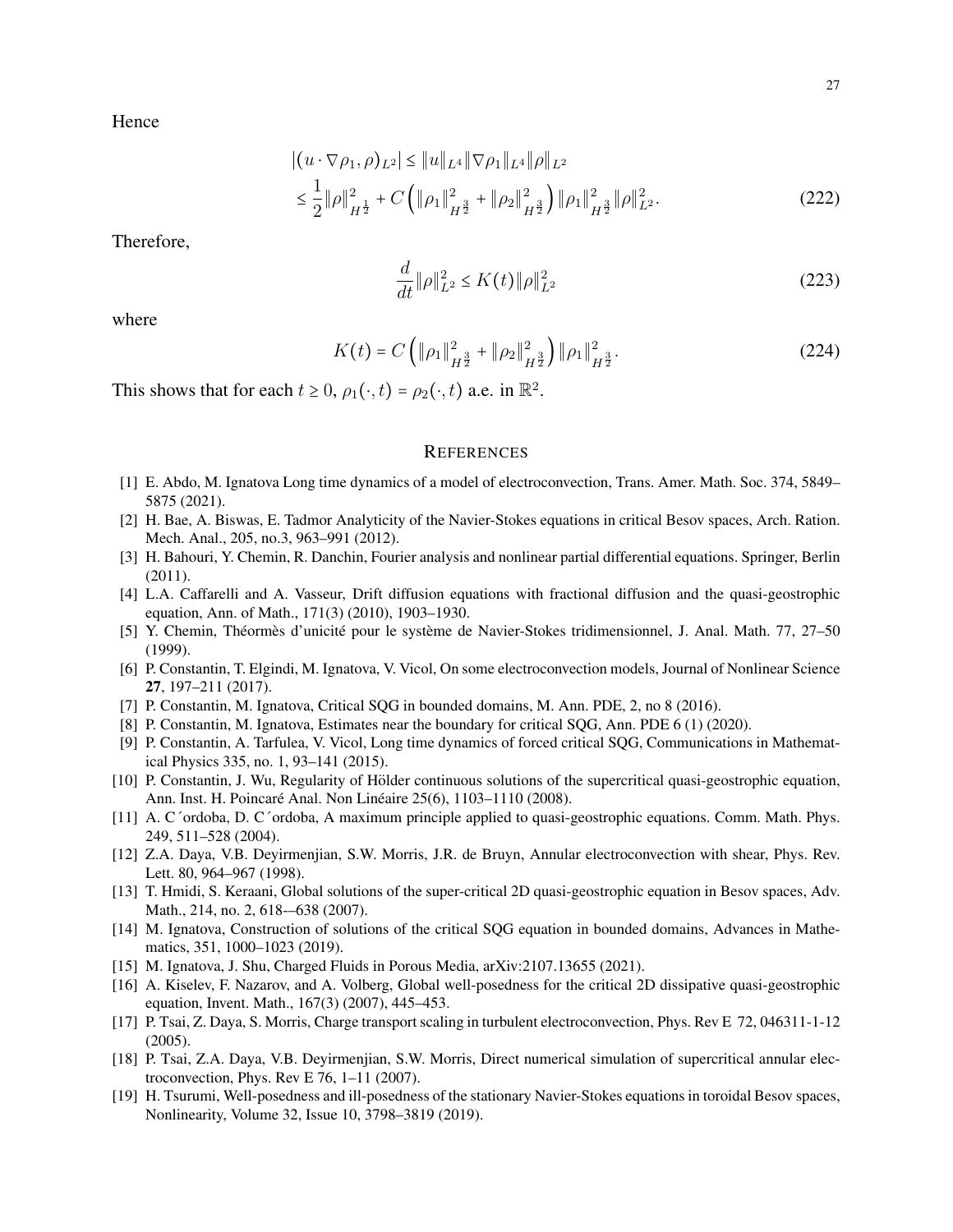Hence

$$
\begin{aligned}
&|(u \cdot \nabla \rho_1, \rho)_{L^2}| \leq \|u\|_{L^4} \|\nabla \rho_1\|_{L^4} \|\rho\|_{L^2} \\
&\leq \frac{1}{2} \|\rho\|_{H^{\frac{1}{2}}}^2 + C \left( \|\rho_1\|_{H^{\frac{3}{2}}}^2 + \|\rho_2\|_{H^{\frac{3}{2}}}^2 \right) \|\rho_1\|_{H^{\frac{3}{2}}}^2 \|\rho\|_{L^2}^2.
\end{aligned}
\tag{222}
$$

Therefore,

$$
\frac{d}{dt} \|\rho\|_{L^2}^2 \leq K(t) \|\rho\|_{L^2}^2 \tag{223}
$$

where

$$
K(t) = C \left( \|\rho_1\|_{H^{\frac{3}{2}}}^2 + \|\rho_2\|_{H^{\frac{3}{2}}}^2 \right) \|\rho_1\|_{H^{\frac{3}{2}}}^2. \tag{224}
$$

This shows that for each $t \geq 0$, $\rho_1(\cdot, t) = \rho_2(\cdot, t)$ a.e. in $\mathbb{R}^2$.

## References

[1] E. Abdo, M. Ignatova Long time dynamics of a model of electroconvection, Trans. Amer. Math. Soc. 374, 5849–5875 (2021).

[2] H. Bae, A. Biswas, E. Tadmor Analyticity of the Navier-Stokes equations in critical Besov spaces, Arch. Ration. Mech. Anal., 205, no.3, 963–991 (2012).

[3] H. Bahouri, Y. Chemin, R. Danchin, Fourier analysis and nonlinear partial differential equations. Springer, Berlin (2011).

[4] L.A. Caffarelli and A. Vasseur, Drift diffusion equations with fractional diffusion and the quasi-geostrophic equation, Ann. of Math., 171(3) (2010), 1903–1930.

[5] Y. Chemin, Théormès d'unicité pour le système de Navier-Stokes tridimensionnel, J. Anal. Math. 77, 27–50 (1999).

[6] P. Constantin, T. Elgindi, M. Ignatova, V. Vicol, On some electroconvection models, Journal of Nonlinear Science **27**, 197–211 (2017).

[7] P. Constantin, M. Ignatova, Critical SQG in bounded domains, M. Ann. PDE, 2, no 8 (2016).

[8] P. Constantin, M. Ignatova, Estimates near the boundary for critical SQG, Ann. PDE 6 (1) (2020).

[9] P. Constantin, A. Tarfulea, V. Vicol, Long time dynamics of forced critical SQG, Communications in Mathematical Physics 335, no. 1, 93–141 (2015).

[10] P. Constantin, J. Wu, Regularity of Hölder continuous solutions of the supercritical quasi-geostrophic equation, Ann. Inst. H. Poincaré Anal. Non Linéaire 25(6), 1103–1110 (2008).

[11] A. C´ordoba, D. C´ordoba, A maximum principle applied to quasi-geostrophic equations. Comm. Math. Phys. 249, 511–528 (2004).

[12] Z.A. Daya, V.B. Deyirmenjian, S.W. Morris, J.R. de Bruyn, Annular electroconvection with shear, Phys. Rev. Lett. 80, 964–967 (1998).

[13] T. Hmidi, S. Keraani, Global solutions of the super-critical 2D quasi-geostrophic equation in Besov spaces, Adv. Math., 214, no. 2, 618-–638 (2007).

[14] M. Ignatova, Construction of solutions of the critical SQG equation in bounded domains, Advances in Mathematics, 351, 1000–1023 (2019).

[15] M. Ignatova, J. Shu, Charged Fluids in Porous Media, arXiv:2107.13655 (2021).

[16] A. Kiselev, F. Nazarov, and A. Volberg, Global well-posedness for the critical 2D dissipative quasi-geostrophic equation, Invent. Math., 167(3) (2007), 445–453.

[17] P. Tsai, Z. Daya, S. Morris, Charge transport scaling in turbulent electroconvection, Phys. Rev E 72, 046311-1-12 (2005).

[18] P. Tsai, Z.A. Daya, V.B. Deyirmenjian, S.W. Morris, Direct numerical simulation of supercritical annular electroconvection, Phys. Rev E 76, 1–11 (2007).

[19] H. Tsurumi, Well-posedness and ill-posedness of the stationary Navier-Stokes equations in toroidal Besov spaces, Nonlinearity, Volume 32, Issue 10, 3798–3819 (2019).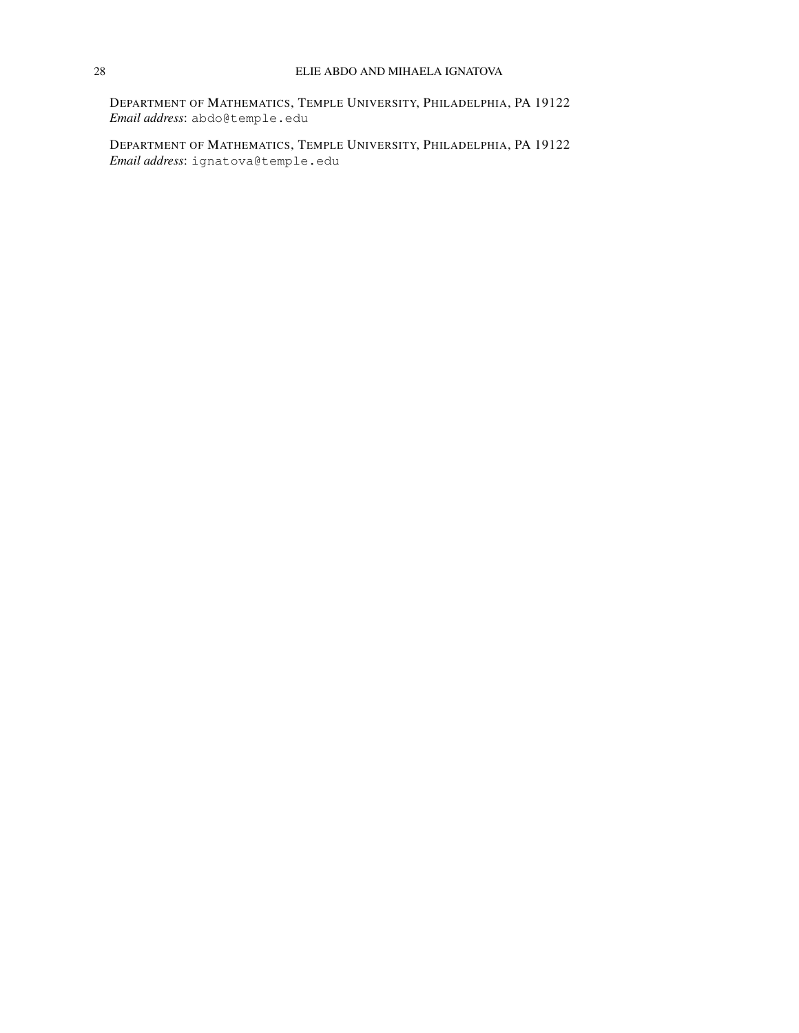DEPARTMENT OF MATHEMATICS, TEMPLE UNIVERSITY, PHILADELPHIA, PA 19122
*Email address*: abdo@temple.edu

DEPARTMENT OF MATHEMATICS, TEMPLE UNIVERSITY, PHILADELPHIA, PA 19122
*Email address*: ignatova@temple.edu